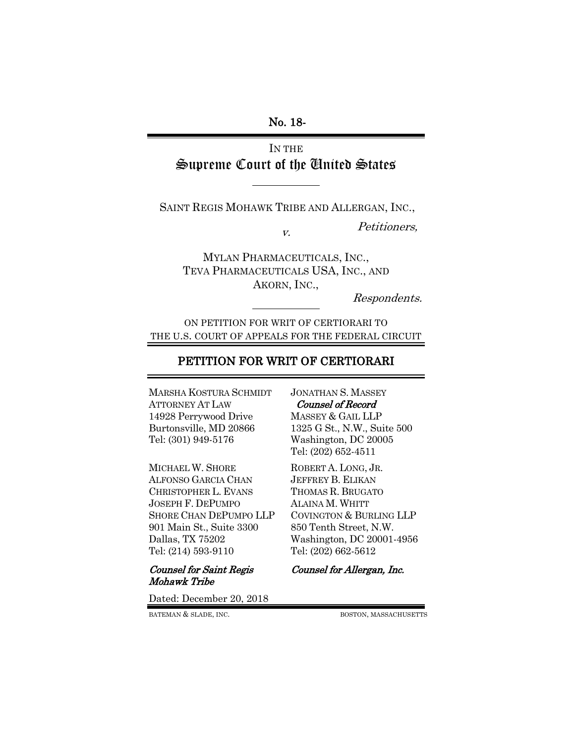No. 18-

IN THE
# Supreme Court of the United States

SAINT REGIS MOHAWK TRIBE AND ALLERGAN, INC.,

*Petitioners,*

*v.*

MYLAN PHARMACEUTICALS, INC.,
TEVA PHARMACEUTICALS USA, INC., AND
AKORN, INC.,

*Respondents.*

ON PETITION FOR WRIT OF CERTIORARI TO
THE U.S. COURT OF APPEALS FOR THE FEDERAL CIRCUIT

## PETITION FOR WRIT OF CERTIORARI

MARSHA KOSTURA SCHMIDT
ATTORNEY AT LAW
14928 Perrywood Drive
Burtonsville, MD 20866
Tel: (301) 949-5176

MICHAEL W. SHORE
ALFONSO GARCIA CHAN
CHRISTOPHER L. EVANS
JOSEPH F. DEPUMPO
SHORE CHAN DEPUMPO LLP
901 Main St., Suite 3300
Dallas, TX 75202
Tel: (214) 593-9110

*Counsel for Saint Regis Mohawk Tribe*

JONATHAN S. MASSEY
*Counsel of Record*
MASSEY & GAIL LLP
1325 G St., N.W., Suite 500
Washington, DC 20005
Tel: (202) 652-4511

ROBERT A. LONG, JR.
JEFFREY B. ELIKAN
THOMAS R. BRUGATO
ALAINA M. WHITT
COVINGTON & BURLING LLP
850 Tenth Street, N.W.
Washington, DC 20001-4956
Tel: (202) 662-5612

*Counsel for Allergan, Inc.*

Dated: December 20, 2018

BATEMAN & SLADE, INC. BOSTON, MASSACHUSETTS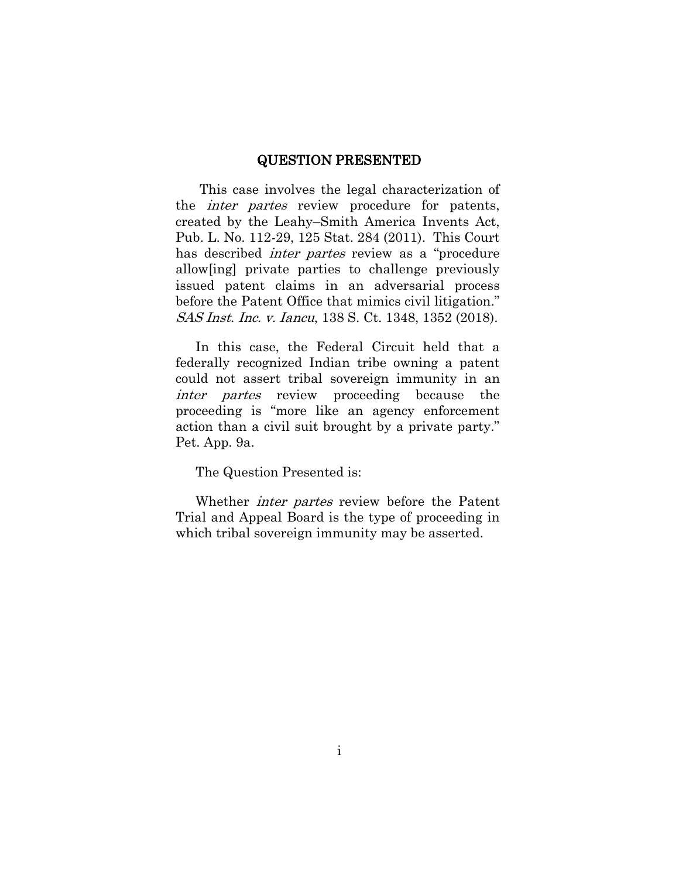## QUESTION PRESENTED

This case involves the legal characterization of the *inter partes* review procedure for patents, created by the Leahy–Smith America Invents Act, Pub. L. No. 112-29, 125 Stat. 284 (2011). This Court has described *inter partes* review as a "procedure allow[ing] private parties to challenge previously issued patent claims in an adversarial process before the Patent Office that mimics civil litigation." *SAS Inst. Inc. v. Iancu*, 138 S. Ct. 1348, 1352 (2018).

In this case, the Federal Circuit held that a federally recognized Indian tribe owning a patent could not assert tribal sovereign immunity in an *inter partes* review proceeding because the proceeding is "more like an agency enforcement action than a civil suit brought by a private party." Pet. App. 9a.

The Question Presented is:

Whether *inter partes* review before the Patent Trial and Appeal Board is the type of proceeding in which tribal sovereign immunity may be asserted.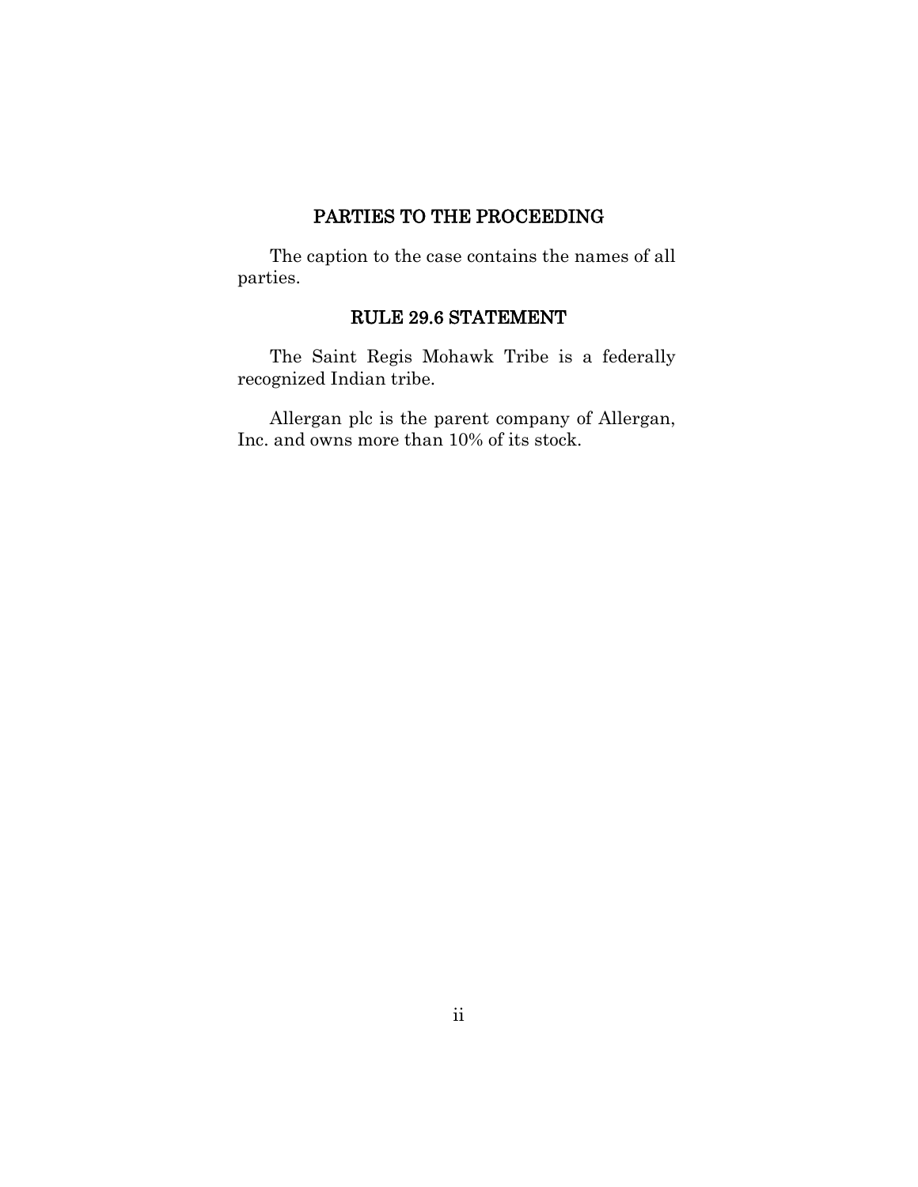## PARTIES TO THE PROCEEDING

The caption to the case contains the names of all parties.

## RULE 29.6 STATEMENT

The Saint Regis Mohawk Tribe is a federally recognized Indian tribe.

Allergan plc is the parent company of Allergan, Inc. and owns more than 10% of its stock.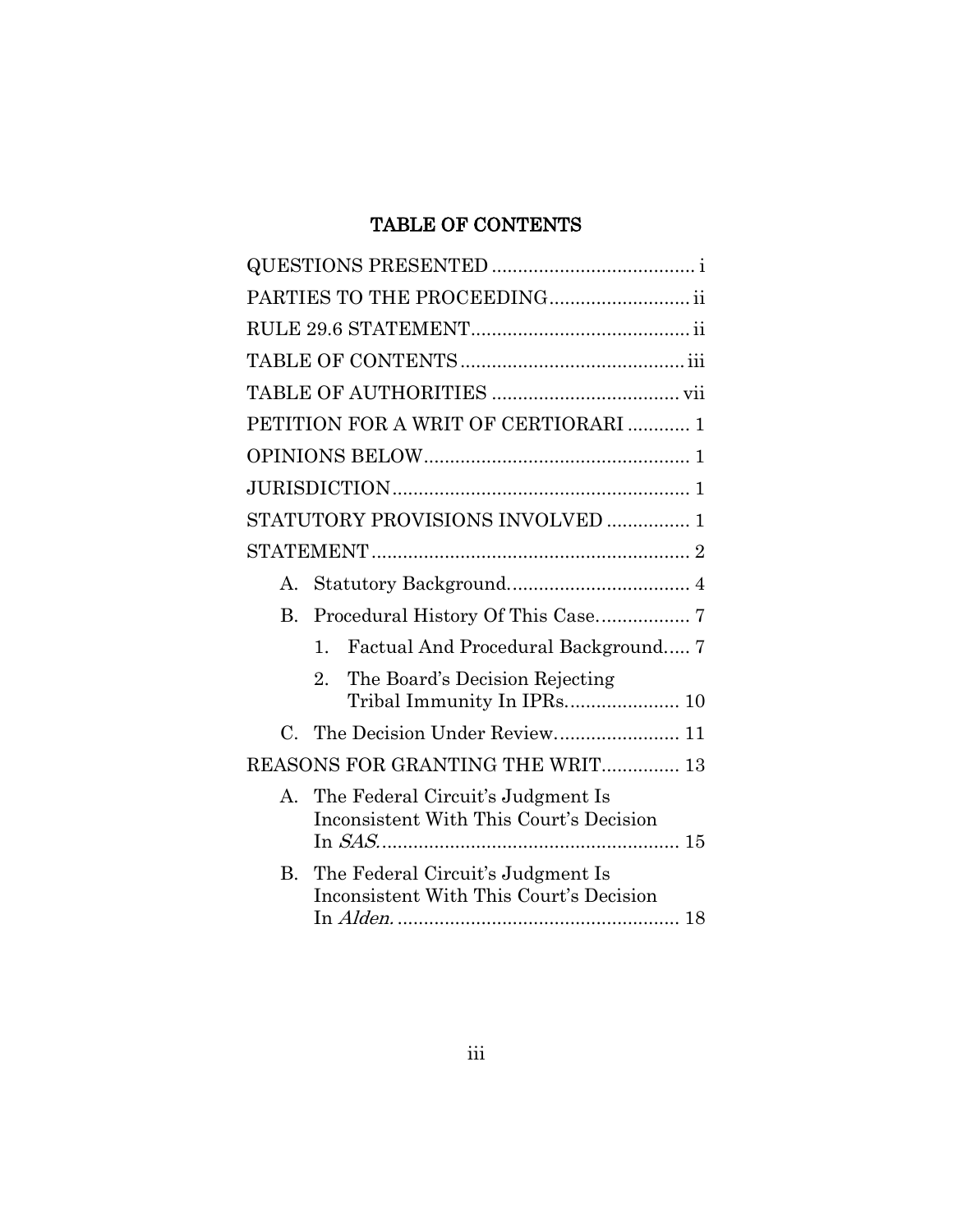## TABLE OF CONTENTS

QUESTIONS PRESENTED ....................................... i

PARTIES TO THE PROCEEDING .......................... ii

RULE 29.6 STATEMENT .......................................... ii

TABLE OF CONTENTS ........................................... iii

TABLE OF AUTHORITIES .................................... vii

PETITION FOR A WRIT OF CERTIORARI ............ 1

OPINIONS BELOW .................................................. 1

JURISDICTION ........................................................ 1

STATUTORY PROVISIONS INVOLVED ................ 1

STATEMENT ............................................................ 2

- A. Statutory Background. .................................. 4
- B. Procedural History Of This Case. ................. 7
  1. Factual And Procedural Background ..... 7
  2. The Board's Decision Rejecting Tribal Immunity In IPRs. .................... 10
- C. The Decision Under Review. ....................... 11

REASONS FOR GRANTING THE WRIT ............... 13

- A. The Federal Circuit's Judgment Is Inconsistent With This Court's Decision In *SAS*. ........................................................ 15
- B. The Federal Circuit's Judgment Is Inconsistent With This Court's Decision In *Alden*. .................................................... 18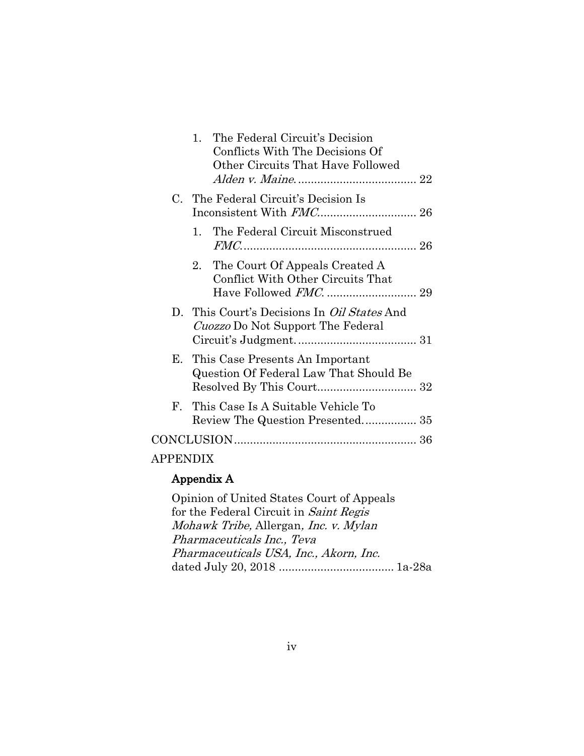1. The Federal Circuit's Decision Conflicts With The Decisions Of Other Circuits That Have Followed *Alden v. Maine*. .................................... 22

C. The Federal Circuit's Decision Is Inconsistent With *FMC*. ............................. 26

1. The Federal Circuit Misconstrued *FMC*. ..................................................... 26

2. The Court Of Appeals Created A Conflict With Other Circuits That Have Followed *FMC*. ........................... 29

D. This Court's Decisions In *Oil States* And *Cuozzo* Do Not Support The Federal Circuit's Judgment. .................................... 31

E. This Case Presents An Important Question Of Federal Law That Should Be Resolved By This Court. .............................. 32

F. This Case Is A Suitable Vehicle To Review The Question Presented. ............... 35

CONCLUSION ........................................................ 36

APPENDIX

**Appendix A**

Opinion of United States Court of Appeals for the Federal Circuit in *Saint Regis Mohawk Tribe,* Allergan*, Inc. v. Mylan Pharmaceuticals Inc., Teva Pharmaceuticals USA, Inc., Akorn, Inc.* dated July 20, 2018 .................................... 1a-28a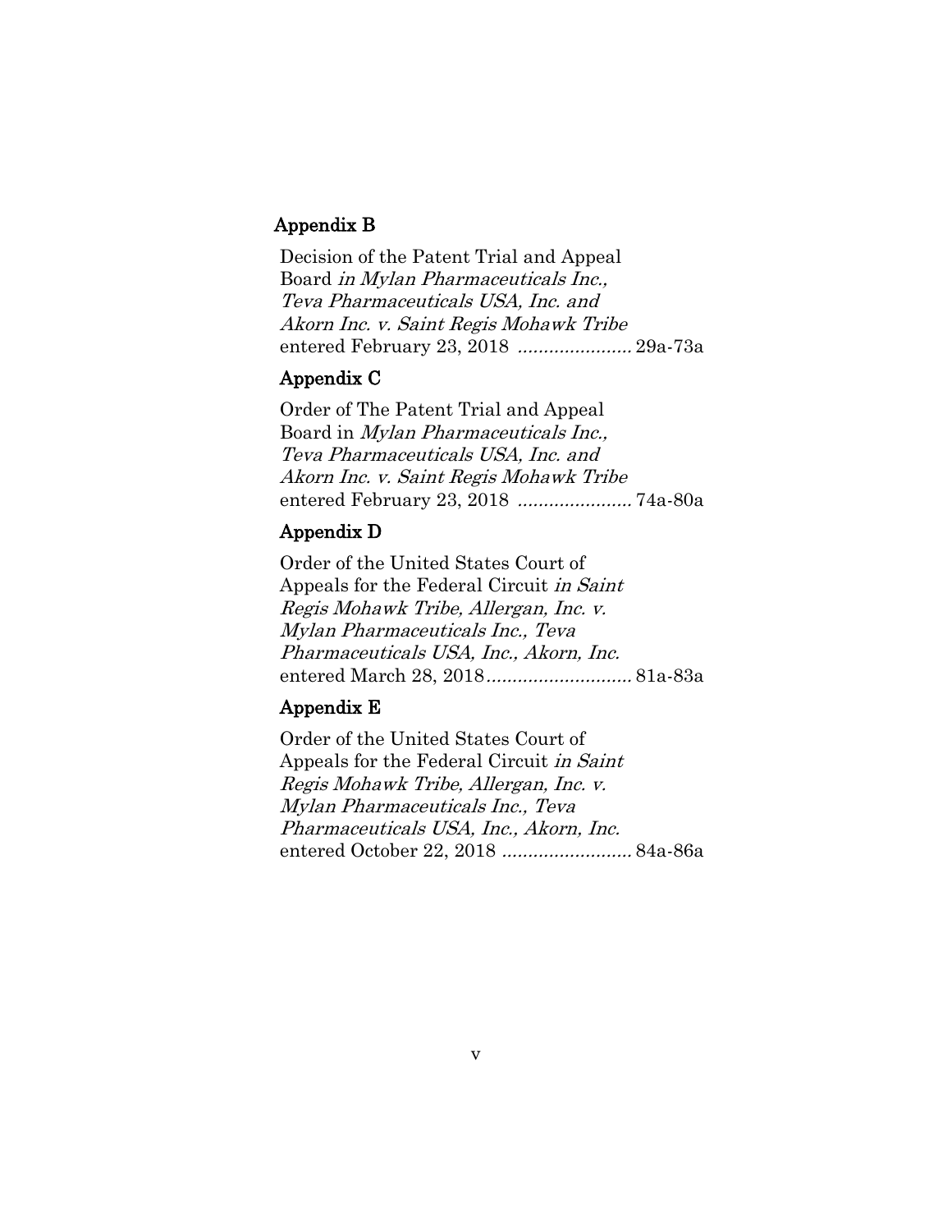**Appendix B**

Decision of the Patent Trial and Appeal Board *in Mylan Pharmaceuticals Inc., Teva Pharmaceuticals USA, Inc. and Akorn Inc. v. Saint Regis Mohawk Tribe* entered February 23, 2018 ...................... 29a-73a

**Appendix C**

Order of The Patent Trial and Appeal Board in *Mylan Pharmaceuticals Inc., Teva Pharmaceuticals USA, Inc. and Akorn Inc. v. Saint Regis Mohawk Tribe* entered February 23, 2018 ...................... 74a-80a

**Appendix D**

Order of the United States Court of Appeals for the Federal Circuit *in Saint Regis Mohawk Tribe, Allergan, Inc. v. Mylan Pharmaceuticals Inc., Teva Pharmaceuticals USA, Inc., Akorn, Inc.* entered March 28, 2018............................ 81a-83a

**Appendix E**

Order of the United States Court of Appeals for the Federal Circuit *in Saint Regis Mohawk Tribe, Allergan, Inc. v. Mylan Pharmaceuticals Inc., Teva Pharmaceuticals USA, Inc., Akorn, Inc.* entered October 22, 2018 ......................... 84a-86a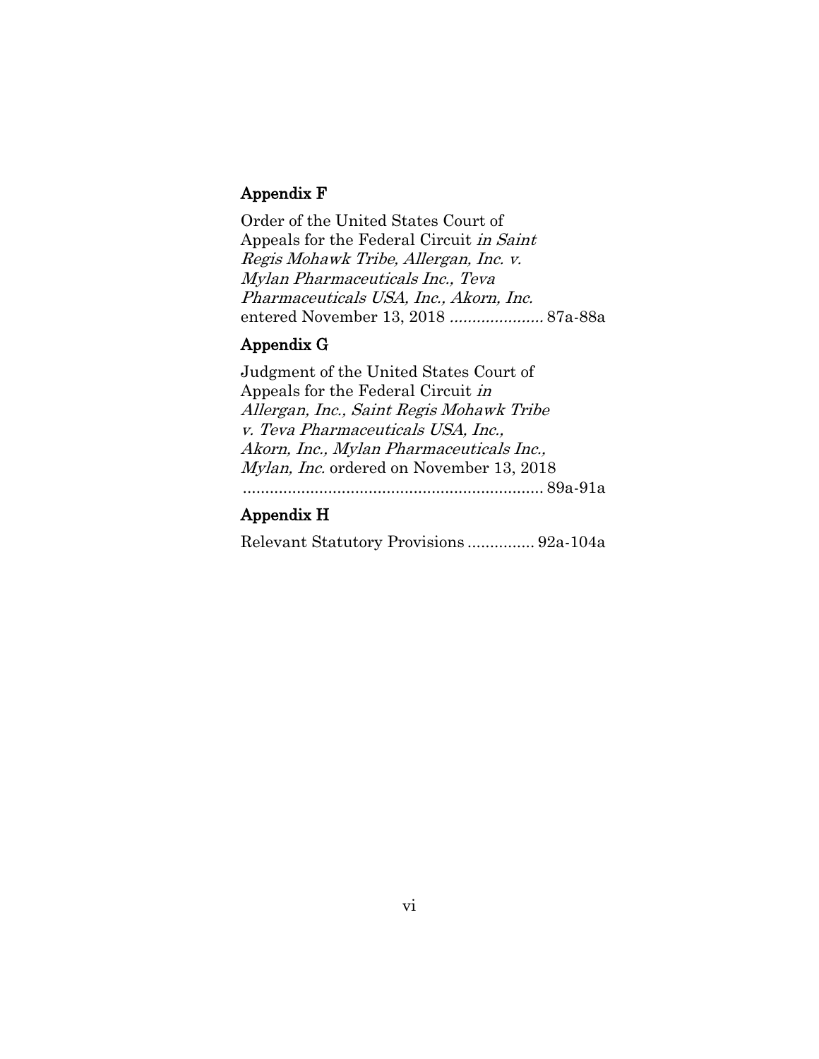**Appendix F**

Order of the United States Court of Appeals for the Federal Circuit *in Saint Regis Mohawk Tribe, Allergan, Inc. v. Mylan Pharmaceuticals Inc., Teva Pharmaceuticals USA, Inc., Akorn, Inc.* entered November 13, 2018 .................... 87a-88a

**Appendix G**

Judgment of the United States Court of Appeals for the Federal Circuit *in Allergan, Inc., Saint Regis Mohawk Tribe v. Teva Pharmaceuticals USA, Inc., Akorn, Inc., Mylan Pharmaceuticals Inc., Mylan, Inc.* ordered on November 13, 2018 .................................................................. 89a-91a

**Appendix H**

Relevant Statutory Provisions ............... 92a-104a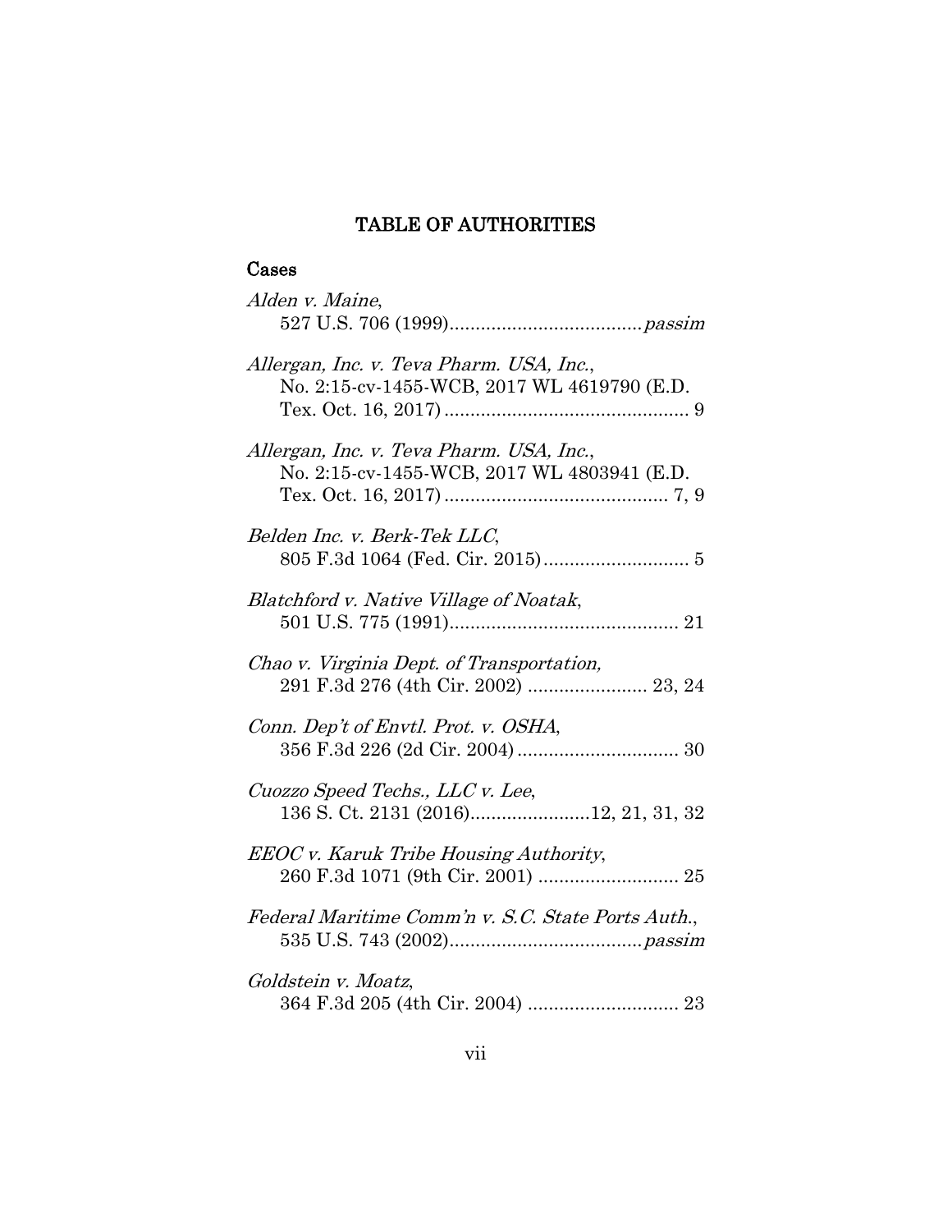## TABLE OF AUTHORITIES

### Cases

*Alden v. Maine*,
527 U.S. 706 (1999).....................................*passim*

*Allergan, Inc. v. Teva Pharm. USA, Inc.*,
No. 2:15-cv-1455-WCB, 2017 WL 4619790 (E.D. Tex. Oct. 16, 2017)............................................... 9

*Allergan, Inc. v. Teva Pharm. USA, Inc.*,
No. 2:15-cv-1455-WCB, 2017 WL 4803941 (E.D. Tex. Oct. 16, 2017)........................................... 7, 9

*Belden Inc. v. Berk-Tek LLC*,
805 F.3d 1064 (Fed. Cir. 2015)............................ 5

*Blatchford v. Native Village of Noatak*,
501 U.S. 775 (1991)............................................ 21

*Chao v. Virginia Dept. of Transportation,*
291 F.3d 276 (4th Cir. 2002) ....................... 23, 24

*Conn. Dep't of Envtl. Prot. v. OSHA*,
356 F.3d 226 (2d Cir. 2004) ............................... 30

*Cuozzo Speed Techs., LLC v. Lee*,
136 S. Ct. 2131 (2016).......................12, 21, 31, 32

*EEOC v. Karuk Tribe Housing Authority*,
260 F.3d 1071 (9th Cir. 2001) ........................... 25

*Federal Maritime Comm'n v. S.C. State Ports Auth.*,
535 U.S. 743 (2002).....................................*passim*

*Goldstein v. Moatz*,
364 F.3d 205 (4th Cir. 2004) ............................. 23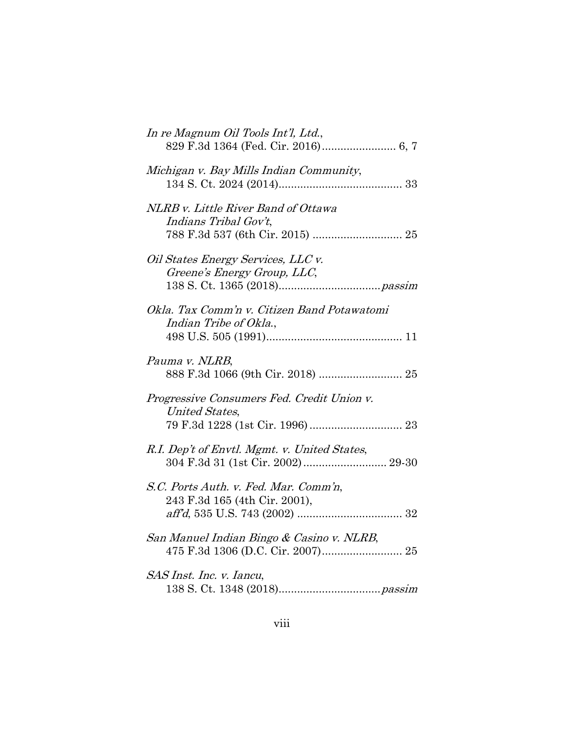*In re Magnum Oil Tools Int'l, Ltd.*,
829 F.3d 1364 (Fed. Cir. 2016)........................ 6, 7

*Michigan v. Bay Mills Indian Community*,
134 S. Ct. 2024 (2014)........................................ 33

*NLRB v. Little River Band of Ottawa Indians Tribal Gov't*,
788 F.3d 537 (6th Cir. 2015) ............................. 25

*Oil States Energy Services, LLC v. Greene's Energy Group, LLC*,
138 S. Ct. 1365 (2018).................................*passim*

*Okla. Tax Comm'n v. Citizen Band Potawatomi Indian Tribe of Okla.*,
498 U.S. 505 (1991)............................................ 11

*Pauma v. NLRB*,
888 F.3d 1066 (9th Cir. 2018) ........................... 25

*Progressive Consumers Fed. Credit Union v. United States*,
79 F.3d 1228 (1st Cir. 1996).............................. 23

*R.I. Dep't of Envtl. Mgmt. v. United States*,
304 F.3d 31 (1st Cir. 2002)........................... 29-30

*S.C. Ports Auth. v. Fed. Mar. Comm'n*,
243 F.3d 165 (4th Cir. 2001),
*aff'd*, 535 U.S. 743 (2002) .................................. 32

*San Manuel Indian Bingo & Casino v. NLRB*,
475 F.3d 1306 (D.C. Cir. 2007).......................... 25

*SAS Inst. Inc. v. Iancu*,
138 S. Ct. 1348 (2018).................................*passim*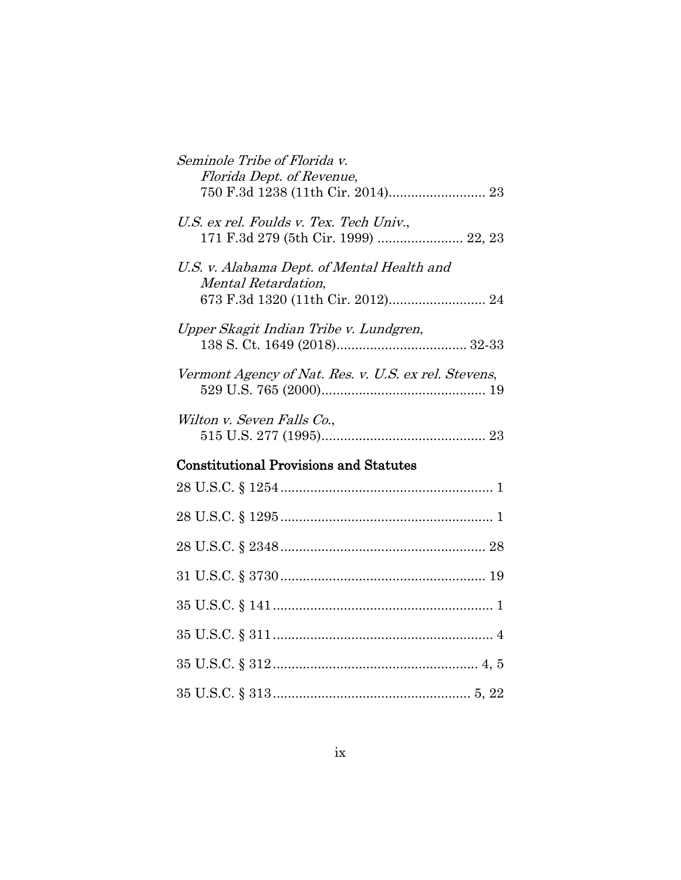*Seminole Tribe of Florida v. Florida Dept. of Revenue*,
750 F.3d 1238 (11th Cir. 2014).......................... 23

*U.S. ex rel. Foulds v. Tex. Tech Univ.*,
171 F.3d 279 (5th Cir. 1999) ....................... 22, 23

*U.S. v. Alabama Dept. of Mental Health and Mental Retardation*,
673 F.3d 1320 (11th Cir. 2012).......................... 24

*Upper Skagit Indian Tribe v. Lundgren*,
138 S. Ct. 1649 (2018)................................... 32-33

*Vermont Agency of Nat. Res. v. U.S. ex rel. Stevens*,
529 U.S. 765 (2000)............................................ 19

*Wilton v. Seven Falls Co.*,
515 U.S. 277 (1995)............................................ 23

## Constitutional Provisions and Statutes

28 U.S.C. § 1254......................................................... 1

28 U.S.C. § 1295......................................................... 1

28 U.S.C. § 2348....................................................... 28

31 U.S.C. § 3730....................................................... 19

35 U.S.C. § 141........................................................... 1

35 U.S.C. § 311........................................................... 4

35 U.S.C. § 312....................................................... 4, 5

35 U.S.C. § 313..................................................... 5, 22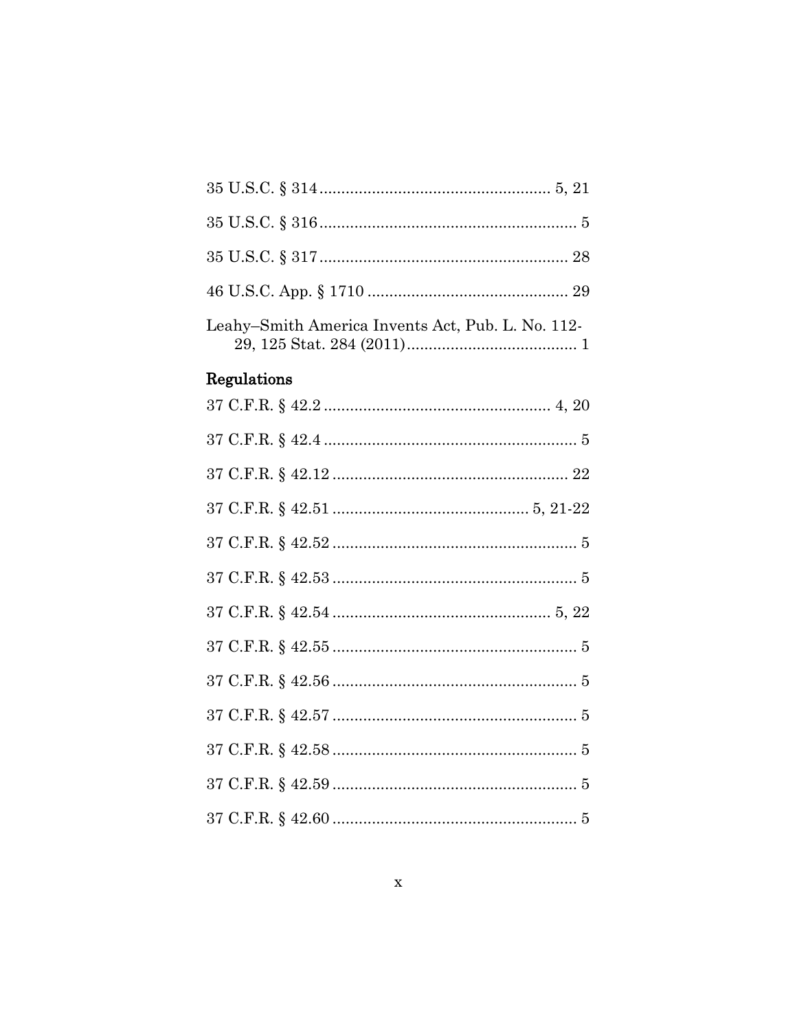35 U.S.C. § 314 .................................................... 5, 21

35 U.S.C. § 316 .......................................................... 5

35 U.S.C. § 317 ........................................................ 28

46 U.S.C. App. § 1710 ............................................. 29

Leahy–Smith America Invents Act, Pub. L. No. 112-29, 125 Stat. 284 (2011) ....................................... 1

## Regulations

37 C.F.R. § 42.2 ................................................... 4, 20

37 C.F.R. § 42.4 .......................................................... 5

37 C.F.R. § 42.12 ...................................................... 22

37 C.F.R. § 42.51 ............................................ 5, 21-22

37 C.F.R. § 42.52 ........................................................ 5

37 C.F.R. § 42.53 ........................................................ 5

37 C.F.R. § 42.54 .................................................. 5, 22

37 C.F.R. § 42.55 ........................................................ 5

37 C.F.R. § 42.56 ........................................................ 5

37 C.F.R. § 42.57 ........................................................ 5

37 C.F.R. § 42.58 ........................................................ 5

37 C.F.R. § 42.59 ........................................................ 5

37 C.F.R. § 42.60 ........................................................ 5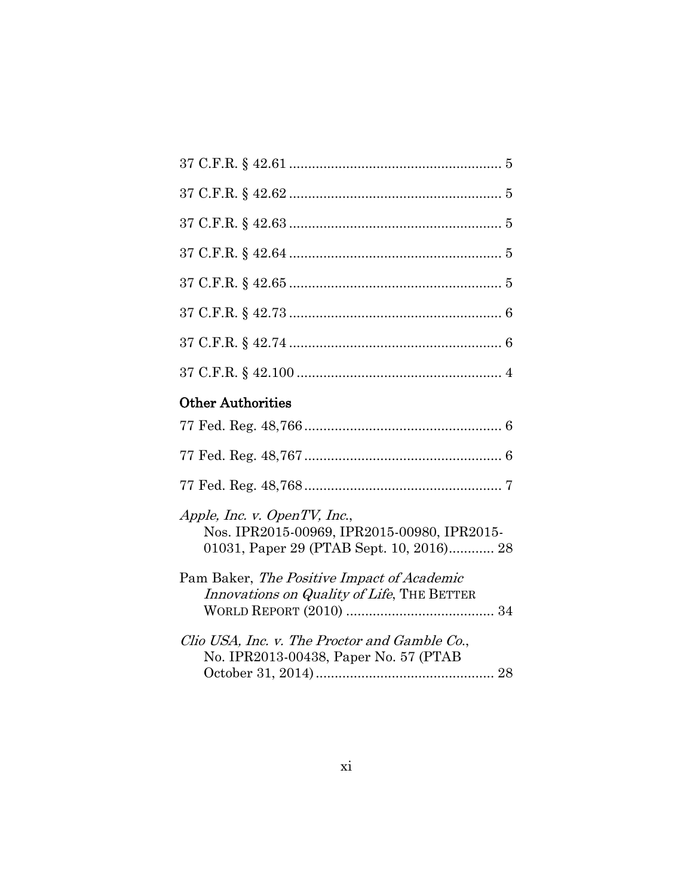37 C.F.R. § 42.61 ........................................................ 5

37 C.F.R. § 42.62 ........................................................ 5

37 C.F.R. § 42.63 ........................................................ 5

37 C.F.R. § 42.64 ........................................................ 5

37 C.F.R. § 42.65 ........................................................ 5

37 C.F.R. § 42.73 ........................................................ 6

37 C.F.R. § 42.74 ........................................................ 6

37 C.F.R. § 42.100 ...................................................... 4

## Other Authorities

77 Fed. Reg. 48,766 .................................................... 6

77 Fed. Reg. 48,767 .................................................... 6

77 Fed. Reg. 48,768 .................................................... 7

*Apple, Inc. v. OpenTV, Inc.*,
Nos. IPR2015-00969, IPR2015-00980, IPR2015-01031, Paper 29 (PTAB Sept. 10, 2016)............ 28

Pam Baker, *The Positive Impact of Academic Innovations on Quality of Life*, THE BETTER WORLD REPORT (2010) ....................................... 34

*Clio USA, Inc. v. The Proctor and Gamble Co.*,
No. IPR2013-00438, Paper No. 57 (PTAB October 31, 2014) ............................................... 28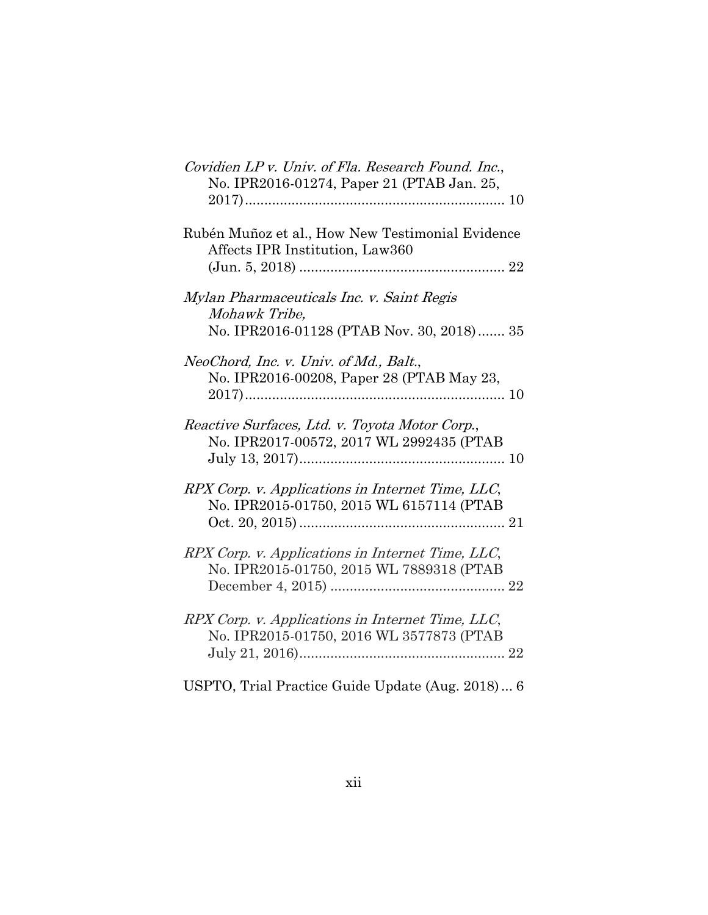*Covidien LP v. Univ. of Fla. Research Found. Inc.*, No. IPR2016-01274, Paper 21 (PTAB Jan. 25, 2017) .................................................................... 10

Rubén Muñoz et al., How New Testimonial Evidence Affects IPR Institution, Law360 (Jun. 5, 2018) ..................................................... 22

*Mylan Pharmaceuticals Inc. v. Saint Regis Mohawk Tribe,* No. IPR2016-01128 (PTAB Nov. 30, 2018) ....... 35

*NeoChord, Inc. v. Univ. of Md., Balt.*, No. IPR2016-00208, Paper 28 (PTAB May 23, 2017) .................................................................... 10

*Reactive Surfaces, Ltd. v. Toyota Motor Corp.*, No. IPR2017-00572, 2017 WL 2992435 (PTAB July 13, 2017) ...................................................... 10

*RPX Corp. v. Applications in Internet Time, LLC*, No. IPR2015-01750, 2015 WL 6157114 (PTAB Oct. 20, 2015) ..................................................... 21

*RPX Corp. v. Applications in Internet Time, LLC*, No. IPR2015-01750, 2015 WL 7889318 (PTAB December 4, 2015) ............................................. 22

*RPX Corp. v. Applications in Internet Time, LLC*, No. IPR2015-01750, 2016 WL 3577873 (PTAB July 21, 2016) ...................................................... 22

USPTO, Trial Practice Guide Update (Aug. 2018) ... 6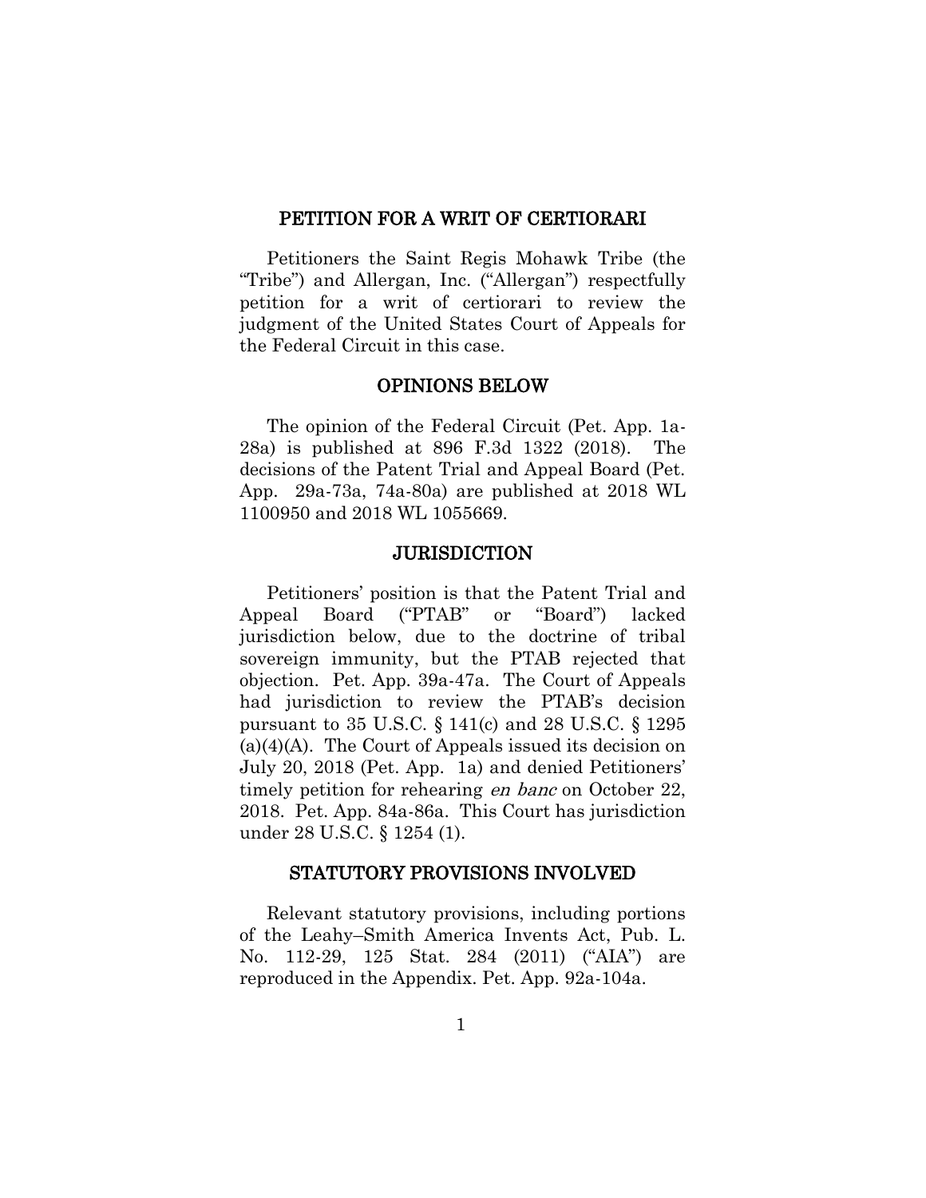## PETITION FOR A WRIT OF CERTIORARI

Petitioners the Saint Regis Mohawk Tribe (the "Tribe") and Allergan, Inc. ("Allergan") respectfully petition for a writ of certiorari to review the judgment of the United States Court of Appeals for the Federal Circuit in this case.

## OPINIONS BELOW

The opinion of the Federal Circuit (Pet. App. 1a-28a) is published at 896 F.3d 1322 (2018). The decisions of the Patent Trial and Appeal Board (Pet. App. 29a-73a, 74a-80a) are published at 2018 WL 1100950 and 2018 WL 1055669.

## JURISDICTION

Petitioners' position is that the Patent Trial and Appeal Board ("PTAB" or "Board") lacked jurisdiction below, due to the doctrine of tribal sovereign immunity, but the PTAB rejected that objection. Pet. App. 39a-47a. The Court of Appeals had jurisdiction to review the PTAB's decision pursuant to 35 U.S.C. § 141(c) and 28 U.S.C. § 1295 (a)(4)(A). The Court of Appeals issued its decision on July 20, 2018 (Pet. App. 1a) and denied Petitioners' timely petition for rehearing *en banc* on October 22, 2018. Pet. App. 84a-86a. This Court has jurisdiction under 28 U.S.C. § 1254 (1).

## STATUTORY PROVISIONS INVOLVED

Relevant statutory provisions, including portions of the Leahy–Smith America Invents Act, Pub. L. No. 112-29, 125 Stat. 284 (2011) ("AIA") are reproduced in the Appendix. Pet. App. 92a-104a.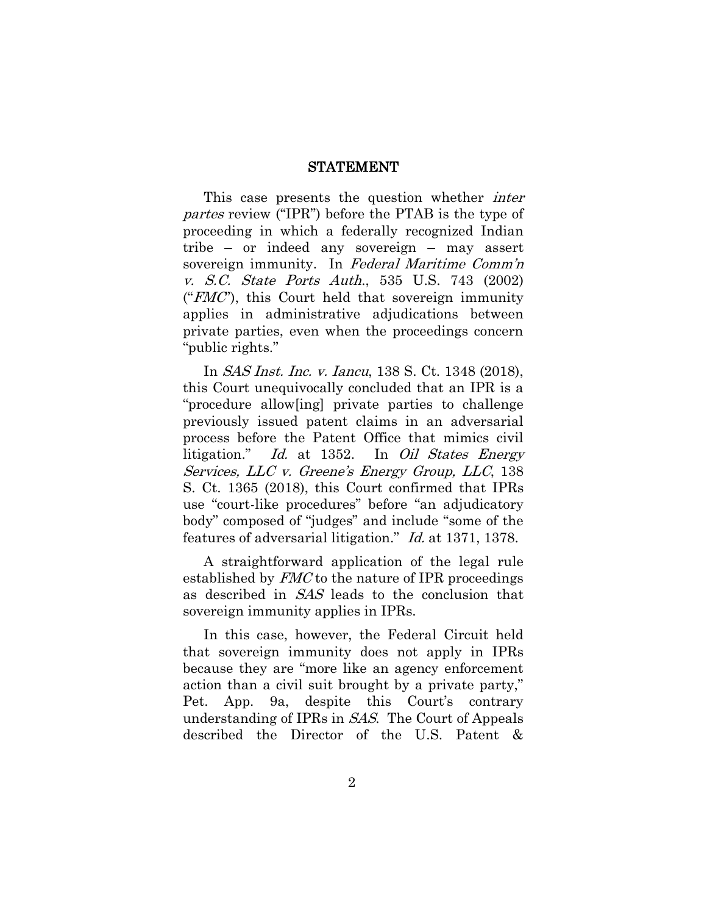## STATEMENT

This case presents the question whether *inter partes* review ("IPR") before the PTAB is the type of proceeding in which a federally recognized Indian tribe – or indeed any sovereign – may assert sovereign immunity. In *Federal Maritime Comm'n v. S.C. State Ports Auth.*, 535 U.S. 743 (2002) ("*FMC*"), this Court held that sovereign immunity applies in administrative adjudications between private parties, even when the proceedings concern "public rights."

In *SAS Inst. Inc. v. Iancu*, 138 S. Ct. 1348 (2018), this Court unequivocally concluded that an IPR is a "procedure allow[ing] private parties to challenge previously issued patent claims in an adversarial process before the Patent Office that mimics civil litigation." *Id.* at 1352. In *Oil States Energy Services, LLC v. Greene's Energy Group, LLC*, 138 S. Ct. 1365 (2018), this Court confirmed that IPRs use "court-like procedures" before "an adjudicatory body" composed of "judges" and include "some of the features of adversarial litigation." *Id.* at 1371, 1378.

A straightforward application of the legal rule established by *FMC* to the nature of IPR proceedings as described in *SAS* leads to the conclusion that sovereign immunity applies in IPRs.

In this case, however, the Federal Circuit held that sovereign immunity does not apply in IPRs because they are "more like an agency enforcement action than a civil suit brought by a private party," Pet. App. 9a, despite this Court's contrary understanding of IPRs in *SAS*. The Court of Appeals described the Director of the U.S. Patent &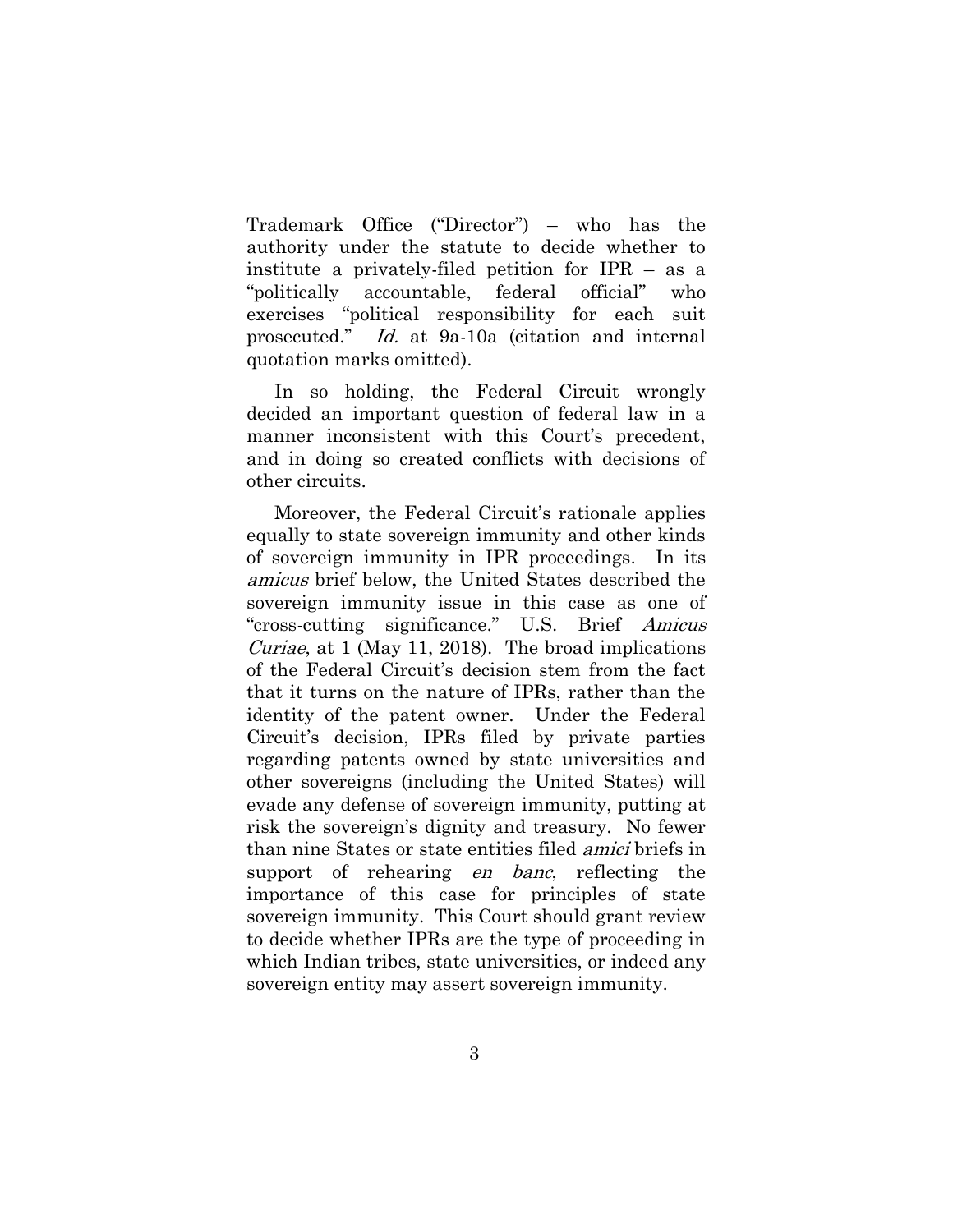Trademark Office ("Director") – who has the authority under the statute to decide whether to institute a privately-filed petition for IPR – as a "politically accountable, federal official" who exercises "political responsibility for each suit prosecuted." *Id.* at 9a-10a (citation and internal quotation marks omitted).

In so holding, the Federal Circuit wrongly decided an important question of federal law in a manner inconsistent with this Court's precedent, and in doing so created conflicts with decisions of other circuits.

Moreover, the Federal Circuit's rationale applies equally to state sovereign immunity and other kinds of sovereign immunity in IPR proceedings. In its *amicus* brief below, the United States described the sovereign immunity issue in this case as one of "cross-cutting significance." U.S. Brief *Amicus Curiae*, at 1 (May 11, 2018). The broad implications of the Federal Circuit's decision stem from the fact that it turns on the nature of IPRs, rather than the identity of the patent owner. Under the Federal Circuit's decision, IPRs filed by private parties regarding patents owned by state universities and other sovereigns (including the United States) will evade any defense of sovereign immunity, putting at risk the sovereign's dignity and treasury. No fewer than nine States or state entities filed *amici* briefs in support of rehearing *en banc*, reflecting the importance of this case for principles of state sovereign immunity. This Court should grant review to decide whether IPRs are the type of proceeding in which Indian tribes, state universities, or indeed any sovereign entity may assert sovereign immunity.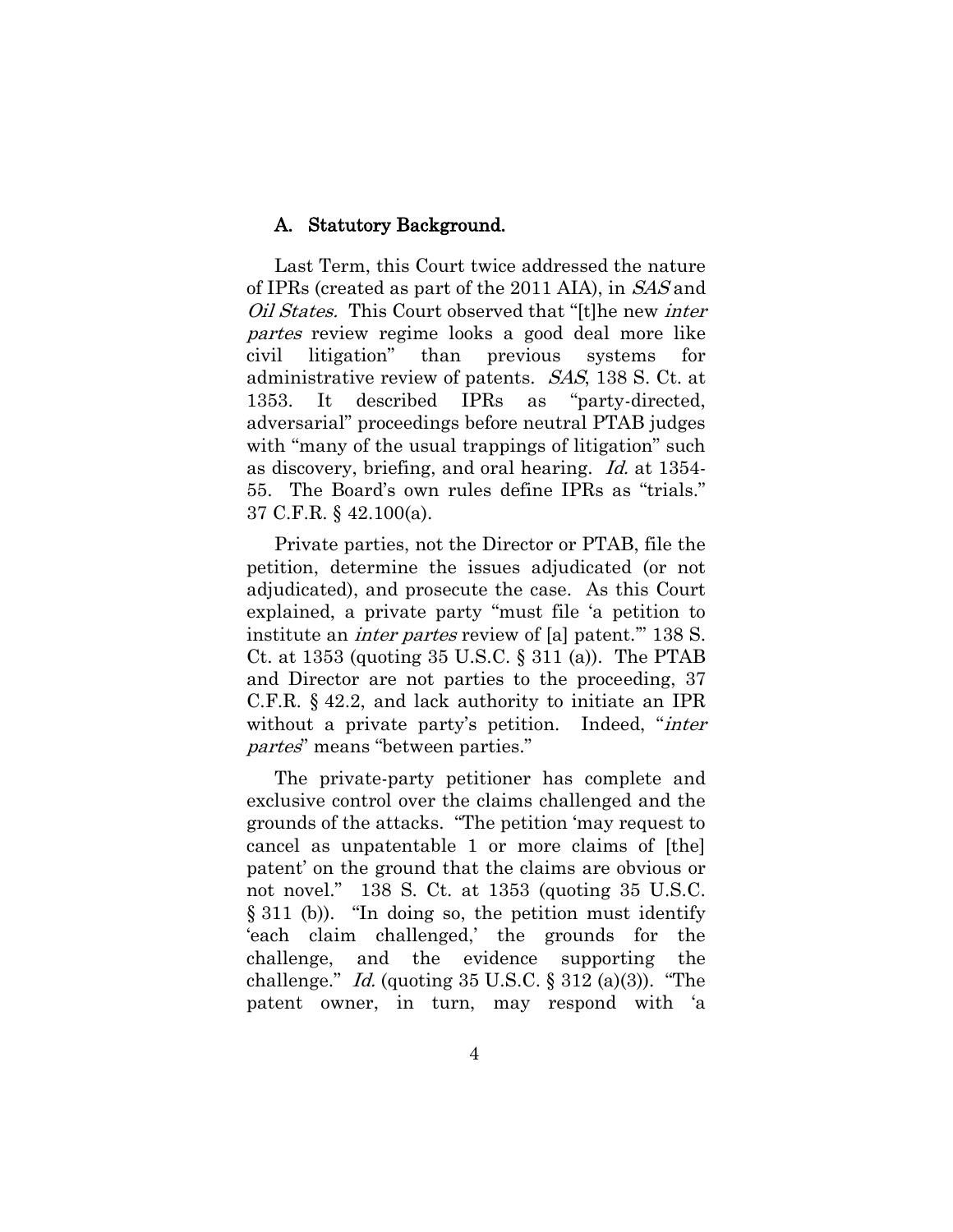### A. Statutory Background.

Last Term, this Court twice addressed the nature of IPRs (created as part of the 2011 AIA), in *SAS* and *Oil States.* This Court observed that "[t]he new *inter partes* review regime looks a good deal more like civil litigation" than previous systems for administrative review of patents. *SAS*, 138 S. Ct. at 1353. It described IPRs as "party-directed, adversarial" proceedings before neutral PTAB judges with "many of the usual trappings of litigation" such as discovery, briefing, and oral hearing. *Id.* at 1354-55. The Board's own rules define IPRs as "trials." 37 C.F.R. § 42.100(a).

Private parties, not the Director or PTAB, file the petition, determine the issues adjudicated (or not adjudicated), and prosecute the case. As this Court explained, a private party "must file 'a petition to institute an *inter partes* review of [a] patent.'" 138 S. Ct. at 1353 (quoting 35 U.S.C. § 311 (a)). The PTAB and Director are not parties to the proceeding, 37 C.F.R. § 42.2, and lack authority to initiate an IPR without a private party's petition. Indeed, "*inter partes*" means "between parties."

The private-party petitioner has complete and exclusive control over the claims challenged and the grounds of the attacks. "The petition 'may request to cancel as unpatentable 1 or more claims of [the] patent' on the ground that the claims are obvious or not novel." 138 S. Ct. at 1353 (quoting 35 U.S.C. § 311 (b)). "In doing so, the petition must identify 'each claim challenged,' the grounds for the challenge, and the evidence supporting the challenge." *Id.* (quoting 35 U.S.C. § 312 (a)(3)). "The patent owner, in turn, may respond with 'a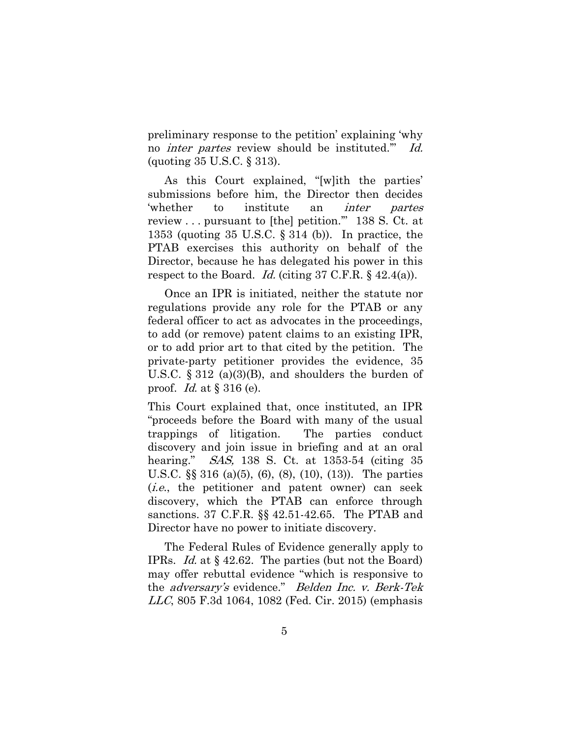preliminary response to the petition' explaining 'why no *inter partes* review should be instituted.'" *Id.* (quoting 35 U.S.C. § 313).

As this Court explained, "[w]ith the parties' submissions before him, the Director then decides 'whether to institute an *inter partes* review . . . pursuant to [the] petition.'" 138 S. Ct. at 1353 (quoting 35 U.S.C. § 314 (b)). In practice, the PTAB exercises this authority on behalf of the Director, because he has delegated his power in this respect to the Board. *Id.* (citing 37 C.F.R. § 42.4(a)).

Once an IPR is initiated, neither the statute nor regulations provide any role for the PTAB or any federal officer to act as advocates in the proceedings, to add (or remove) patent claims to an existing IPR, or to add prior art to that cited by the petition. The private-party petitioner provides the evidence, 35 U.S.C. § 312 (a)(3)(B), and shoulders the burden of proof. *Id.* at § 316 (e).

This Court explained that, once instituted, an IPR "proceeds before the Board with many of the usual trappings of litigation. The parties conduct discovery and join issue in briefing and at an oral hearing." *SAS,* 138 S. Ct. at 1353-54 (citing 35 U.S.C. §§ 316 (a)(5), (6), (8), (10), (13)). The parties (*i.e.*, the petitioner and patent owner) can seek discovery, which the PTAB can enforce through sanctions. 37 C.F.R. §§ 42.51-42.65. The PTAB and Director have no power to initiate discovery.

The Federal Rules of Evidence generally apply to IPRs. *Id.* at § 42.62. The parties (but not the Board) may offer rebuttal evidence "which is responsive to the *adversary's* evidence." *Belden Inc. v. Berk-Tek LLC*, 805 F.3d 1064, 1082 (Fed. Cir. 2015) (emphasis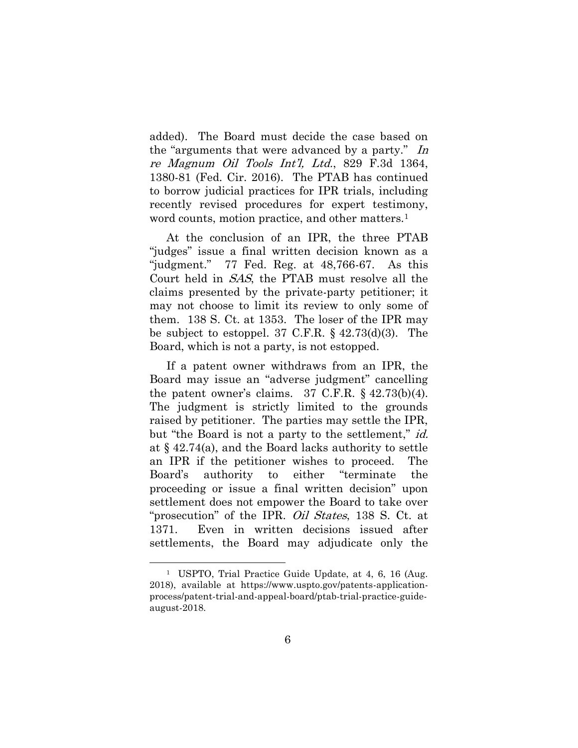added). The Board must decide the case based on the "arguments that were advanced by a party." *In re Magnum Oil Tools Int'l, Ltd.*, 829 F.3d 1364, 1380-81 (Fed. Cir. 2016). The PTAB has continued to borrow judicial practices for IPR trials, including recently revised procedures for expert testimony, word counts, motion practice, and other matters.[1]

At the conclusion of an IPR, the three PTAB "judges" issue a final written decision known as a "judgment." 77 Fed. Reg. at 48,766-67. As this Court held in *SAS*, the PTAB must resolve all the claims presented by the private-party petitioner; it may not choose to limit its review to only some of them. 138 S. Ct. at 1353. The loser of the IPR may be subject to estoppel. 37 C.F.R. § 42.73(d)(3). The Board, which is not a party, is not estopped.

If a patent owner withdraws from an IPR, the Board may issue an "adverse judgment" cancelling the patent owner's claims. 37 C.F.R. § 42.73(b)(4). The judgment is strictly limited to the grounds raised by petitioner. The parties may settle the IPR, but "the Board is not a party to the settlement," *id.* at § 42.74(a), and the Board lacks authority to settle an IPR if the petitioner wishes to proceed. The Board's authority to either "terminate the proceeding or issue a final written decision" upon settlement does not empower the Board to take over "prosecution" of the IPR. *Oil States*, 138 S. Ct. at 1371. Even in written decisions issued after settlements, the Board may adjudicate only the

---

[1] USPTO, Trial Practice Guide Update, at 4, 6, 16 (Aug. 2018), available at https://www.uspto.gov/patents-application-process/patent-trial-and-appeal-board/ptab-trial-practice-guide-august-2018.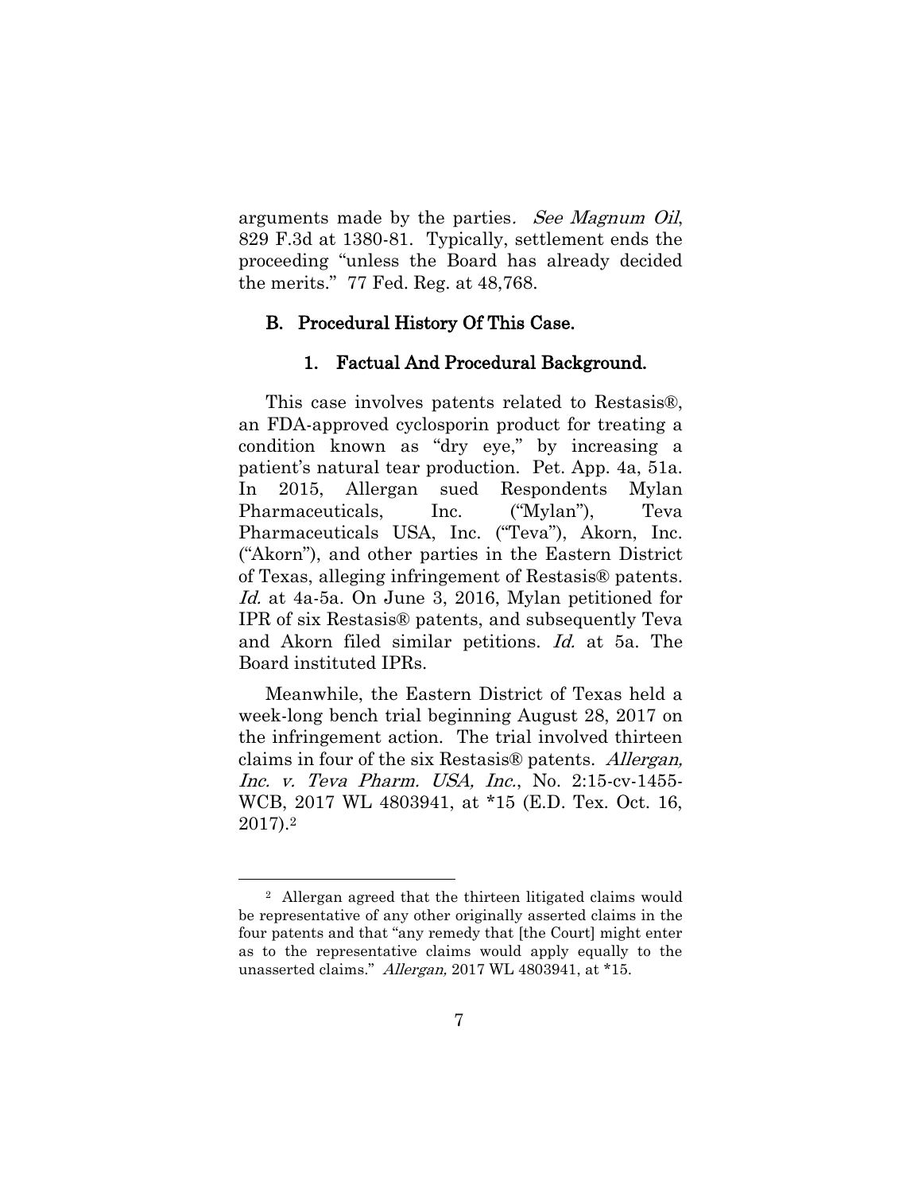arguments made by the parties. *See Magnum Oil*, 829 F.3d at 1380-81. Typically, settlement ends the proceeding "unless the Board has already decided the merits." 77 Fed. Reg. at 48,768.

### B. Procedural History Of This Case.

#### 1. Factual And Procedural Background.

This case involves patents related to Restasis®, an FDA-approved cyclosporin product for treating a condition known as "dry eye," by increasing a patient's natural tear production. Pet. App. 4a, 51a. In 2015, Allergan sued Respondents Mylan Pharmaceuticals, Inc. ("Mylan"), Teva Pharmaceuticals USA, Inc. ("Teva"), Akorn, Inc. ("Akorn"), and other parties in the Eastern District of Texas, alleging infringement of Restasis® patents. *Id.* at 4a-5a. On June 3, 2016, Mylan petitioned for IPR of six Restasis® patents, and subsequently Teva and Akorn filed similar petitions. *Id.* at 5a. The Board instituted IPRs.

Meanwhile, the Eastern District of Texas held a week-long bench trial beginning August 28, 2017 on the infringement action. The trial involved thirteen claims in four of the six Restasis® patents. *Allergan, Inc. v. Teva Pharm. USA, Inc.*, No. 2:15-cv-1455-WCB, 2017 WL 4803941, at *15 (E.D. Tex. Oct. 16, 2017).[2]

---

[2] Allergan agreed that the thirteen litigated claims would be representative of any other originally asserted claims in the four patents and that "any remedy that [the Court] might enter as to the representative claims would apply equally to the unasserted claims." *Allergan,* 2017 WL 4803941, at *15.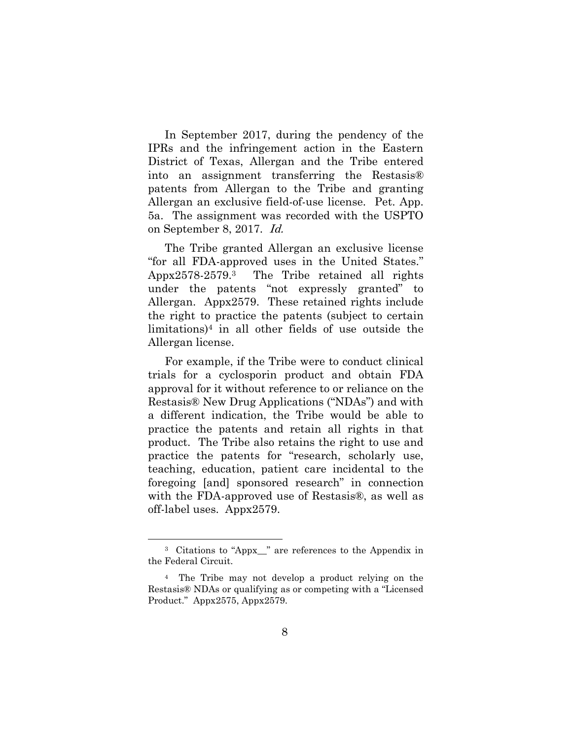In September 2017, during the pendency of the IPRs and the infringement action in the Eastern District of Texas, Allergan and the Tribe entered into an assignment transferring the Restasis® patents from Allergan to the Tribe and granting Allergan an exclusive field-of-use license. Pet. App. 5a. The assignment was recorded with the USPTO on September 8, 2017. *Id.*

The Tribe granted Allergan an exclusive license "for all FDA-approved uses in the United States." Appx2578-2579.[3] The Tribe retained all rights under the patents "not expressly granted" to Allergan. Appx2579. These retained rights include the right to practice the patents (subject to certain limitations)[4] in all other fields of use outside the Allergan license.

For example, if the Tribe were to conduct clinical trials for a cyclosporin product and obtain FDA approval for it without reference to or reliance on the Restasis® New Drug Applications ("NDAs") and with a different indication, the Tribe would be able to practice the patents and retain all rights in that product. The Tribe also retains the right to use and practice the patents for "research, scholarly use, teaching, education, patient care incidental to the foregoing [and] sponsored research" in connection with the FDA-approved use of Restasis®, as well as off-label uses. Appx2579.

---

[3] Citations to "Appx__" are references to the Appendix in the Federal Circuit.

[4] The Tribe may not develop a product relying on the Restasis® NDAs or qualifying as or competing with a "Licensed Product." Appx2575, Appx2579.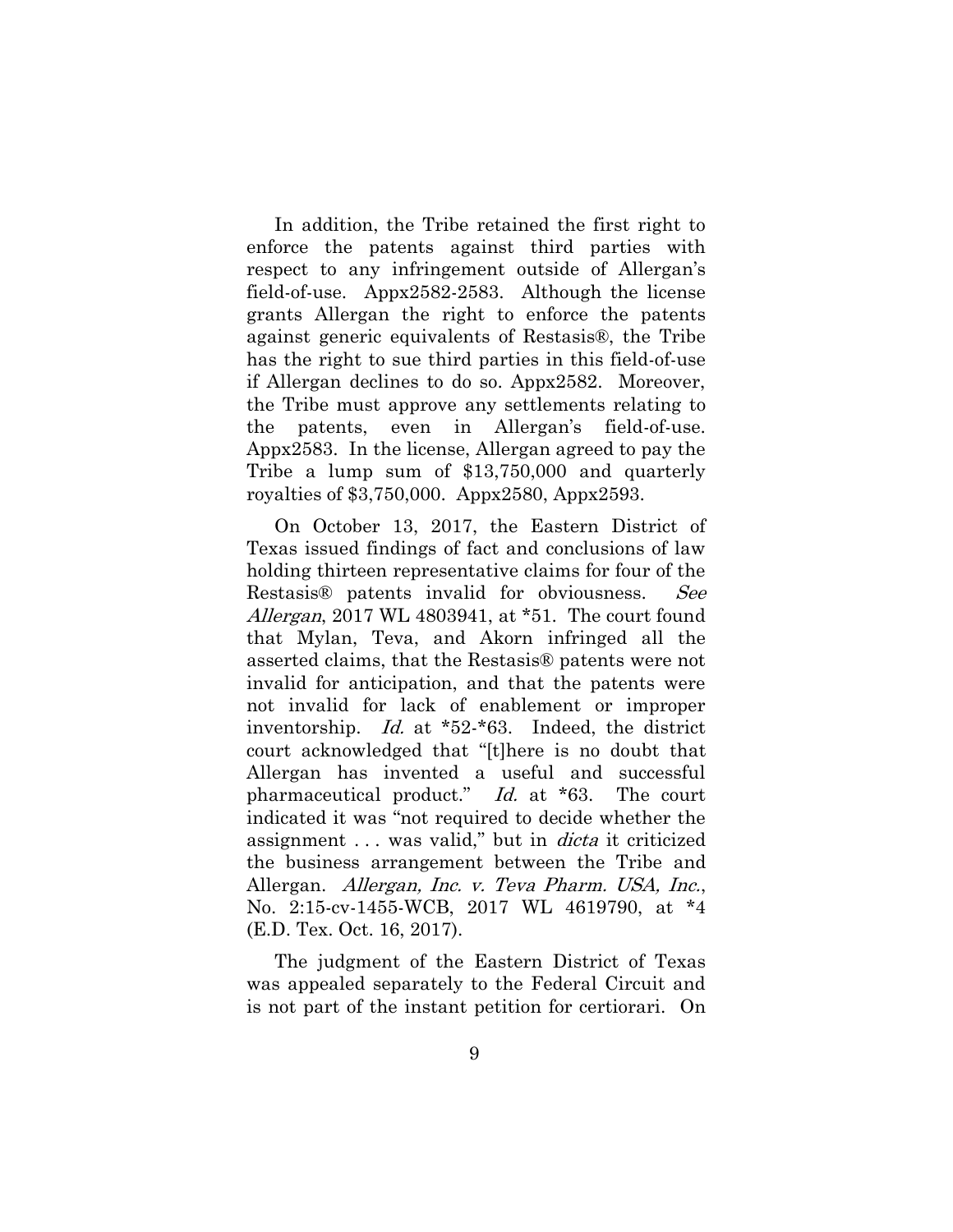In addition, the Tribe retained the first right to enforce the patents against third parties with respect to any infringement outside of Allergan's field-of-use. Appx2582-2583. Although the license grants Allergan the right to enforce the patents against generic equivalents of Restasis®, the Tribe has the right to sue third parties in this field-of-use if Allergan declines to do so. Appx2582. Moreover, the Tribe must approve any settlements relating to the patents, even in Allergan's field-of-use. Appx2583. In the license, Allergan agreed to pay the Tribe a lump sum of $13,750,000 and quarterly royalties of $3,750,000. Appx2580, Appx2593.

On October 13, 2017, the Eastern District of Texas issued findings of fact and conclusions of law holding thirteen representative claims for four of the Restasis® patents invalid for obviousness. *See Allergan*, 2017 WL 4803941, at *51. The court found that Mylan, Teva, and Akorn infringed all the asserted claims, that the Restasis® patents were not invalid for anticipation, and that the patents were not invalid for lack of enablement or improper inventorship. *Id.* at *52-*63. Indeed, the district court acknowledged that "[t]here is no doubt that Allergan has invented a useful and successful pharmaceutical product." *Id.* at *63. The court indicated it was "not required to decide whether the assignment . . . was valid," but in *dicta* it criticized the business arrangement between the Tribe and Allergan. *Allergan, Inc. v. Teva Pharm. USA, Inc.*, No. 2:15-cv-1455-WCB, 2017 WL 4619790, at *4 (E.D. Tex. Oct. 16, 2017).

The judgment of the Eastern District of Texas was appealed separately to the Federal Circuit and is not part of the instant petition for certiorari. On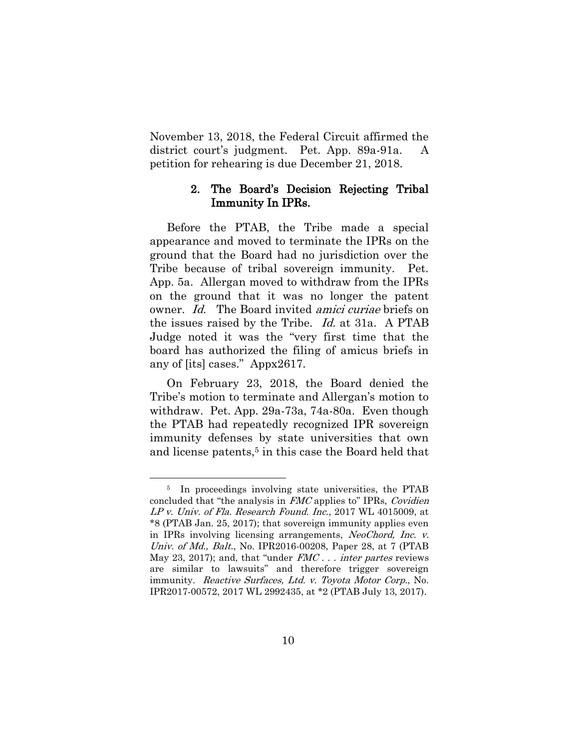November 13, 2018, the Federal Circuit affirmed the district court's judgment. Pet. App. 89a-91a. A petition for rehearing is due December 21, 2018.

### 2. The Board's Decision Rejecting Tribal Immunity In IPRs.

Before the PTAB, the Tribe made a special appearance and moved to terminate the IPRs on the ground that the Board had no jurisdiction over the Tribe because of tribal sovereign immunity. Pet. App. 5a. Allergan moved to withdraw from the IPRs on the ground that it was no longer the patent owner. *Id.* The Board invited *amici curiae* briefs on the issues raised by the Tribe. *Id.* at 31a. A PTAB Judge noted it was the "very first time that the board has authorized the filing of amicus briefs in any of [its] cases." Appx2617.

On February 23, 2018, the Board denied the Tribe's motion to terminate and Allergan's motion to withdraw. Pet. App. 29a-73a, 74a-80a. Even though the PTAB had repeatedly recognized IPR sovereign immunity defenses by state universities that own and license patents,[5] in this case the Board held that

---

[5] In proceedings involving state universities, the PTAB concluded that "the analysis in *FMC* applies to" IPRs, *Covidien LP v. Univ. of Fla. Research Found. Inc.*, 2017 WL 4015009, at *8 (PTAB Jan. 25, 2017); that sovereign immunity applies even in IPRs involving licensing arrangements, *NeoChord, Inc. v. Univ. of Md., Balt.*, No. IPR2016-00208, Paper 28, at 7 (PTAB May 23, 2017); and, that "under *FMC* . . . *inter partes* reviews are similar to lawsuits" and therefore trigger sovereign immunity. *Reactive Surfaces, Ltd. v. Toyota Motor Corp.*, No. IPR2017-00572, 2017 WL 2992435, at *2 (PTAB July 13, 2017).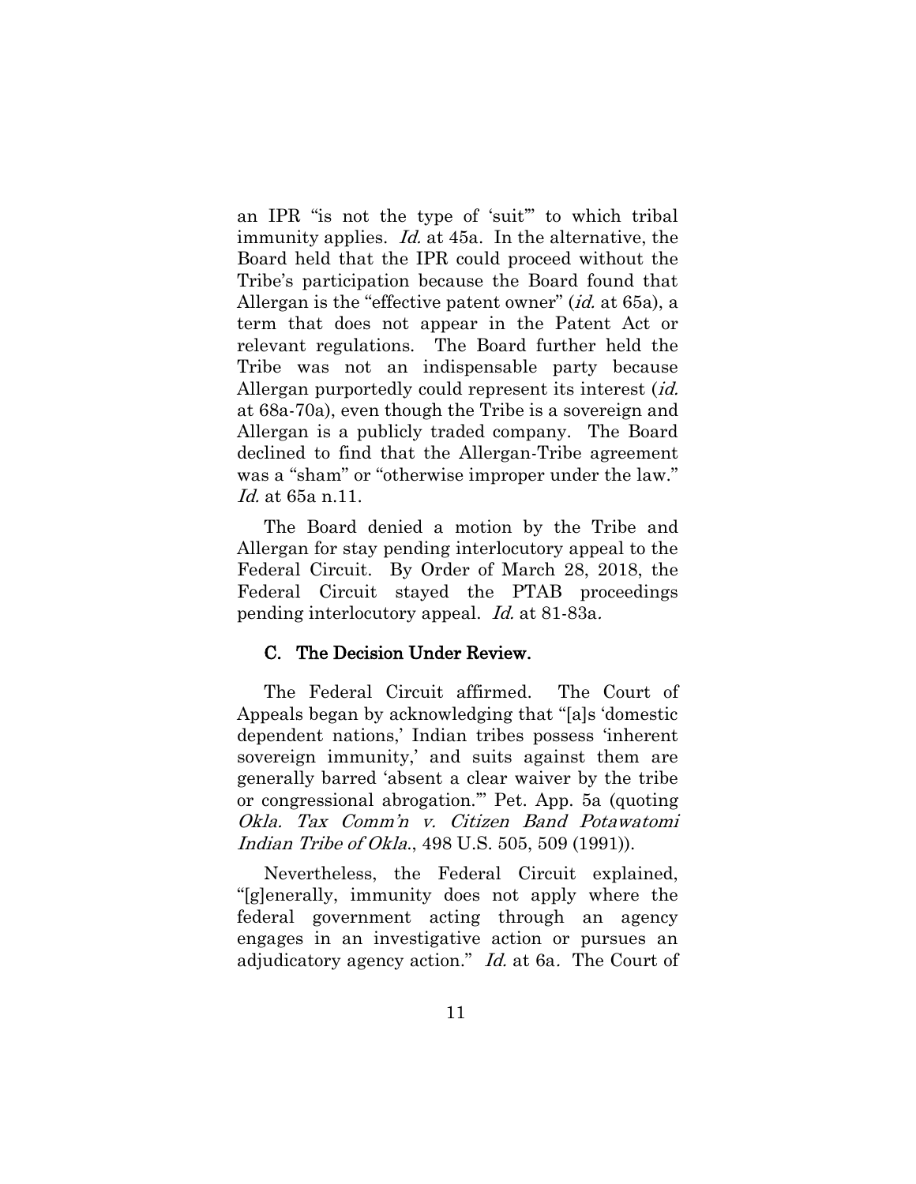an IPR "is not the type of 'suit'" to which tribal immunity applies. *Id.* at 45a. In the alternative, the Board held that the IPR could proceed without the Tribe's participation because the Board found that Allergan is the "effective patent owner" (*id.* at 65a), a term that does not appear in the Patent Act or relevant regulations. The Board further held the Tribe was not an indispensable party because Allergan purportedly could represent its interest (*id.* at 68a-70a), even though the Tribe is a sovereign and Allergan is a publicly traded company. The Board declined to find that the Allergan-Tribe agreement was a "sham" or "otherwise improper under the law." *Id.* at 65a n.11.

The Board denied a motion by the Tribe and Allergan for stay pending interlocutory appeal to the Federal Circuit. By Order of March 28, 2018, the Federal Circuit stayed the PTAB proceedings pending interlocutory appeal. *Id.* at 81-83a.

### C. The Decision Under Review.

The Federal Circuit affirmed. The Court of Appeals began by acknowledging that "[a]s 'domestic dependent nations,' Indian tribes possess 'inherent sovereign immunity,' and suits against them are generally barred 'absent a clear waiver by the tribe or congressional abrogation.'" Pet. App. 5a (quoting *Okla. Tax Comm'n v. Citizen Band Potawatomi Indian Tribe of Okla.*, 498 U.S. 505, 509 (1991)).

Nevertheless, the Federal Circuit explained, "[g]enerally, immunity does not apply where the federal government acting through an agency engages in an investigative action or pursues an adjudicatory agency action." *Id.* at 6a. The Court of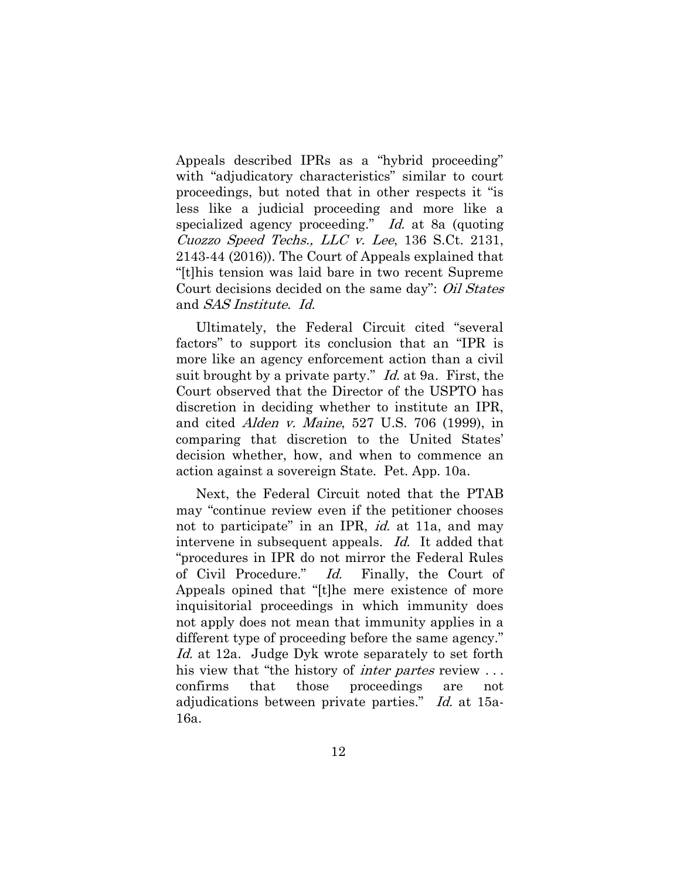Appeals described IPRs as a "hybrid proceeding" with "adjudicatory characteristics" similar to court proceedings, but noted that in other respects it "is less like a judicial proceeding and more like a specialized agency proceeding." *Id.* at 8a (quoting *Cuozzo Speed Techs., LLC v. Lee*, 136 S.Ct. 2131, 2143-44 (2016)). The Court of Appeals explained that "[t]his tension was laid bare in two recent Supreme Court decisions decided on the same day": *Oil States* and *SAS Institute*. *Id.*

Ultimately, the Federal Circuit cited "several factors" to support its conclusion that an "IPR is more like an agency enforcement action than a civil suit brought by a private party." *Id.* at 9a. First, the Court observed that the Director of the USPTO has discretion in deciding whether to institute an IPR, and cited *Alden v. Maine*, 527 U.S. 706 (1999), in comparing that discretion to the United States' decision whether, how, and when to commence an action against a sovereign State. Pet. App. 10a.

Next, the Federal Circuit noted that the PTAB may "continue review even if the petitioner chooses not to participate" in an IPR, *id.* at 11a, and may intervene in subsequent appeals. *Id.* It added that "procedures in IPR do not mirror the Federal Rules of Civil Procedure." *Id.* Finally, the Court of Appeals opined that "[t]he mere existence of more inquisitorial proceedings in which immunity does not apply does not mean that immunity applies in a different type of proceeding before the same agency." *Id.* at 12a. Judge Dyk wrote separately to set forth his view that "the history of *inter partes* review . . . confirms that those proceedings are not adjudications between private parties." *Id.* at 15a-16a.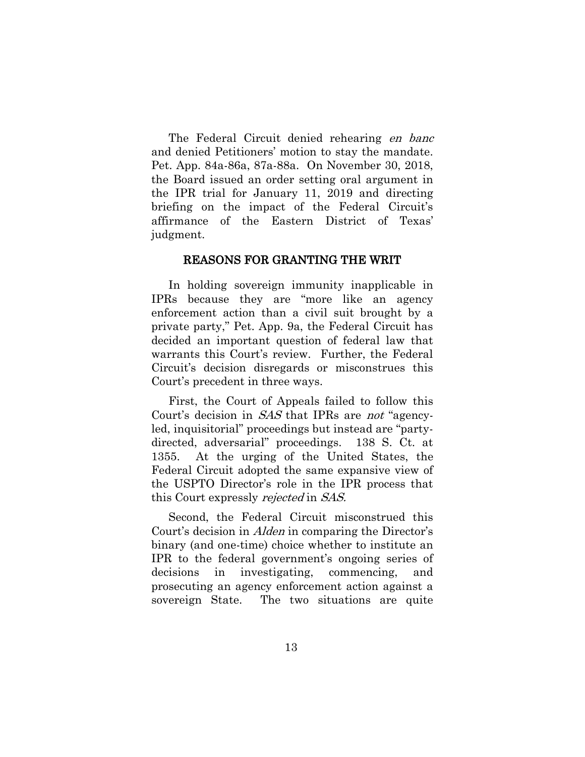The Federal Circuit denied rehearing *en banc* and denied Petitioners' motion to stay the mandate. Pet. App. 84a-86a, 87a-88a. On November 30, 2018, the Board issued an order setting oral argument in the IPR trial for January 11, 2019 and directing briefing on the impact of the Federal Circuit's affirmance of the Eastern District of Texas' judgment.

## REASONS FOR GRANTING THE WRIT

In holding sovereign immunity inapplicable in IPRs because they are "more like an agency enforcement action than a civil suit brought by a private party," Pet. App. 9a, the Federal Circuit has decided an important question of federal law that warrants this Court's review. Further, the Federal Circuit's decision disregards or misconstrues this Court's precedent in three ways.

First, the Court of Appeals failed to follow this Court's decision in *SAS* that IPRs are *not* "agency-led, inquisitorial" proceedings but instead are "party-directed, adversarial" proceedings. 138 S. Ct. at 1355. At the urging of the United States, the Federal Circuit adopted the same expansive view of the USPTO Director's role in the IPR process that this Court expressly *rejected* in *SAS*.

Second, the Federal Circuit misconstrued this Court's decision in *Alden* in comparing the Director's binary (and one-time) choice whether to institute an IPR to the federal government's ongoing series of decisions in investigating, commencing, and prosecuting an agency enforcement action against a sovereign State. The two situations are quite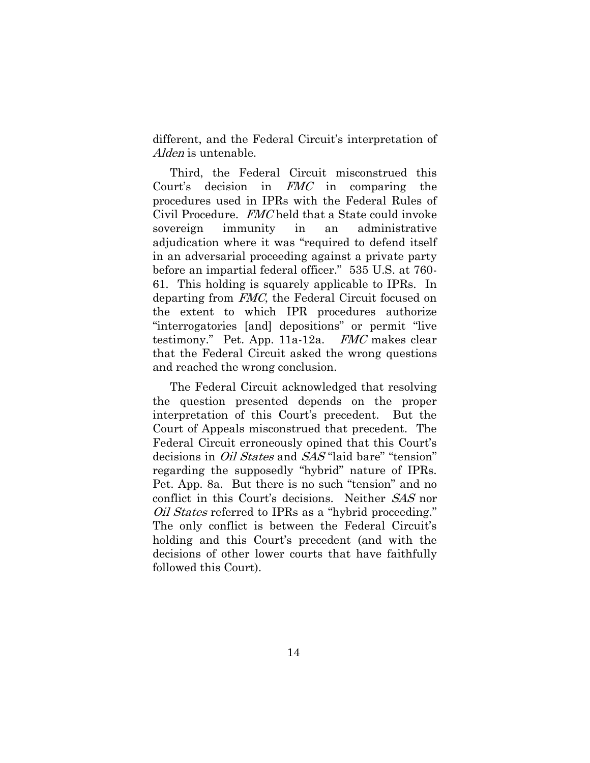different, and the Federal Circuit's interpretation of *Alden* is untenable.

Third, the Federal Circuit misconstrued this Court's decision in *FMC* in comparing the procedures used in IPRs with the Federal Rules of Civil Procedure. *FMC* held that a State could invoke sovereign immunity in an administrative adjudication where it was "required to defend itself in an adversarial proceeding against a private party before an impartial federal officer." 535 U.S. at 760-61. This holding is squarely applicable to IPRs. In departing from *FMC*, the Federal Circuit focused on the extent to which IPR procedures authorize "interrogatories [and] depositions" or permit "live testimony." Pet. App. 11a-12a. *FMC* makes clear that the Federal Circuit asked the wrong questions and reached the wrong conclusion.

The Federal Circuit acknowledged that resolving the question presented depends on the proper interpretation of this Court's precedent. But the Court of Appeals misconstrued that precedent. The Federal Circuit erroneously opined that this Court's decisions in *Oil States* and *SAS* "laid bare" "tension" regarding the supposedly "hybrid" nature of IPRs. Pet. App. 8a. But there is no such "tension" and no conflict in this Court's decisions. Neither *SAS* nor *Oil States* referred to IPRs as a "hybrid proceeding." The only conflict is between the Federal Circuit's holding and this Court's precedent (and with the decisions of other lower courts that have faithfully followed this Court).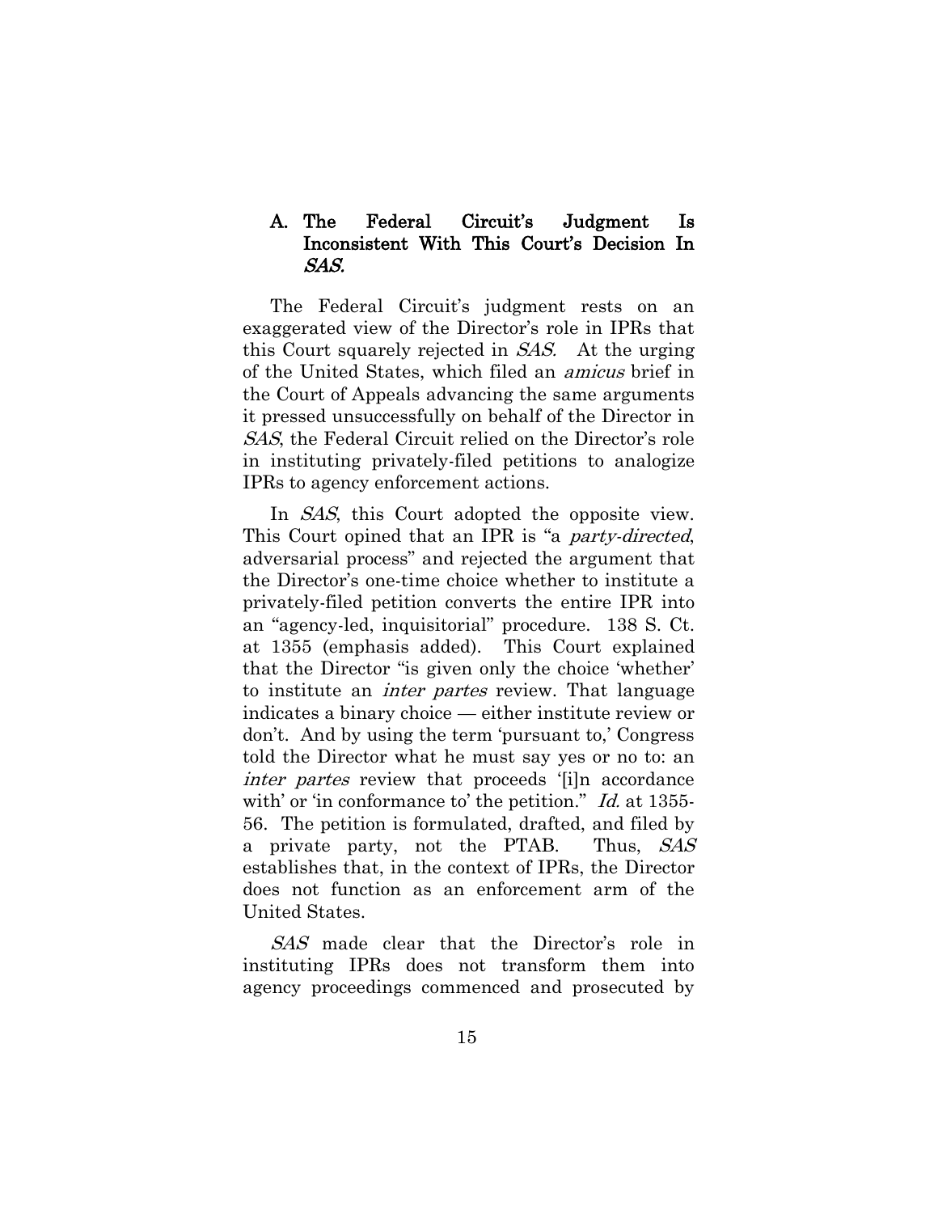### A. The Federal Circuit's Judgment Is Inconsistent With This Court's Decision In *SAS*.

The Federal Circuit's judgment rests on an exaggerated view of the Director's role in IPRs that this Court squarely rejected in *SAS*. At the urging of the United States, which filed an *amicus* brief in the Court of Appeals advancing the same arguments it pressed unsuccessfully on behalf of the Director in *SAS*, the Federal Circuit relied on the Director's role in instituting privately-filed petitions to analogize IPRs to agency enforcement actions.

In *SAS*, this Court adopted the opposite view. This Court opined that an IPR is "a *party-directed*, adversarial process" and rejected the argument that the Director's one-time choice whether to institute a privately-filed petition converts the entire IPR into an "agency-led, inquisitorial" procedure. 138 S. Ct. at 1355 (emphasis added). This Court explained that the Director "is given only the choice 'whether' to institute an *inter partes* review. That language indicates a binary choice — either institute review or don't. And by using the term 'pursuant to,' Congress told the Director what he must say yes or no to: an *inter partes* review that proceeds '[i]n accordance with' or 'in conformance to' the petition." *Id.* at 1355-56. The petition is formulated, drafted, and filed by a private party, not the PTAB. Thus, *SAS* establishes that, in the context of IPRs, the Director does not function as an enforcement arm of the United States.

*SAS* made clear that the Director's role in instituting IPRs does not transform them into agency proceedings commenced and prosecuted by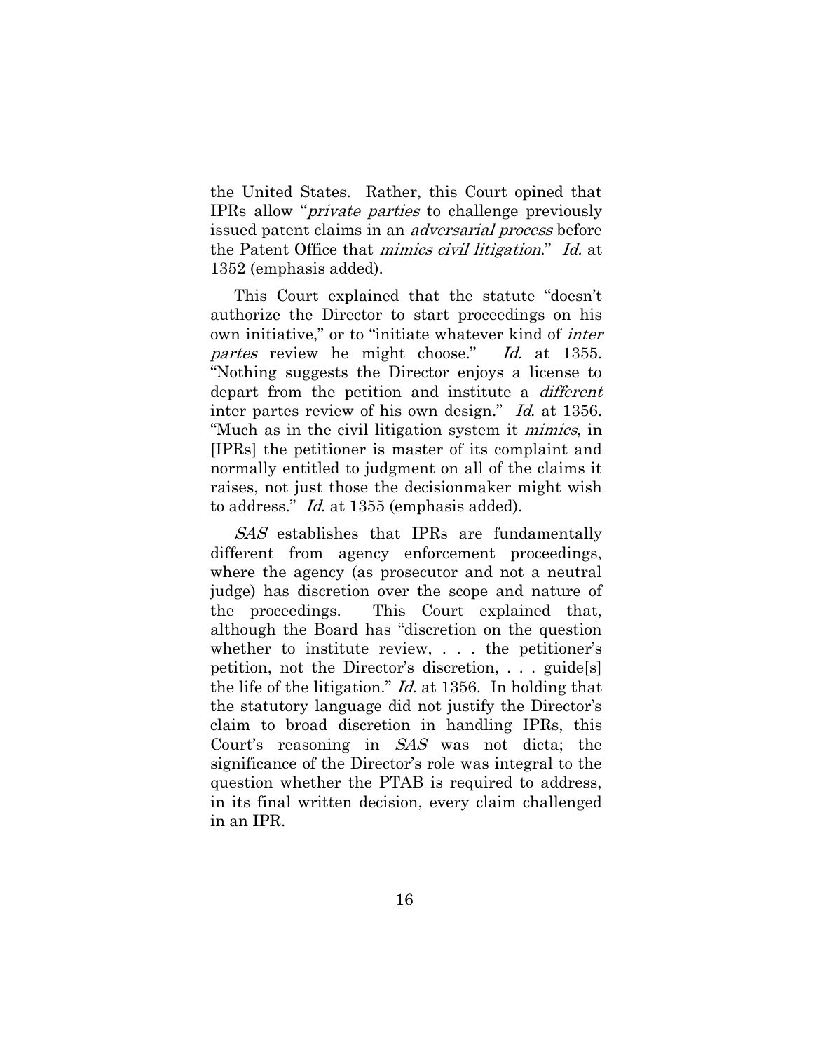the United States. Rather, this Court opined that IPRs allow "*private parties* to challenge previously issued patent claims in an *adversarial process* before the Patent Office that *mimics civil litigation*." *Id.* at 1352 (emphasis added).

This Court explained that the statute "doesn't authorize the Director to start proceedings on his own initiative," or to "initiate whatever kind of *inter partes* review he might choose." *Id.* at 1355. "Nothing suggests the Director enjoys a license to depart from the petition and institute a *different* inter partes review of his own design." *Id.* at 1356. "Much as in the civil litigation system it *mimics*, in [IPRs] the petitioner is master of its complaint and normally entitled to judgment on all of the claims it raises, not just those the decisionmaker might wish to address." *Id.* at 1355 (emphasis added).

*SAS* establishes that IPRs are fundamentally different from agency enforcement proceedings, where the agency (as prosecutor and not a neutral judge) has discretion over the scope and nature of the proceedings. This Court explained that, although the Board has "discretion on the question whether to institute review, . . . the petitioner's petition, not the Director's discretion, . . . guide[s] the life of the litigation." *Id.* at 1356. In holding that the statutory language did not justify the Director's claim to broad discretion in handling IPRs, this Court's reasoning in *SAS* was not dicta; the significance of the Director's role was integral to the question whether the PTAB is required to address, in its final written decision, every claim challenged in an IPR.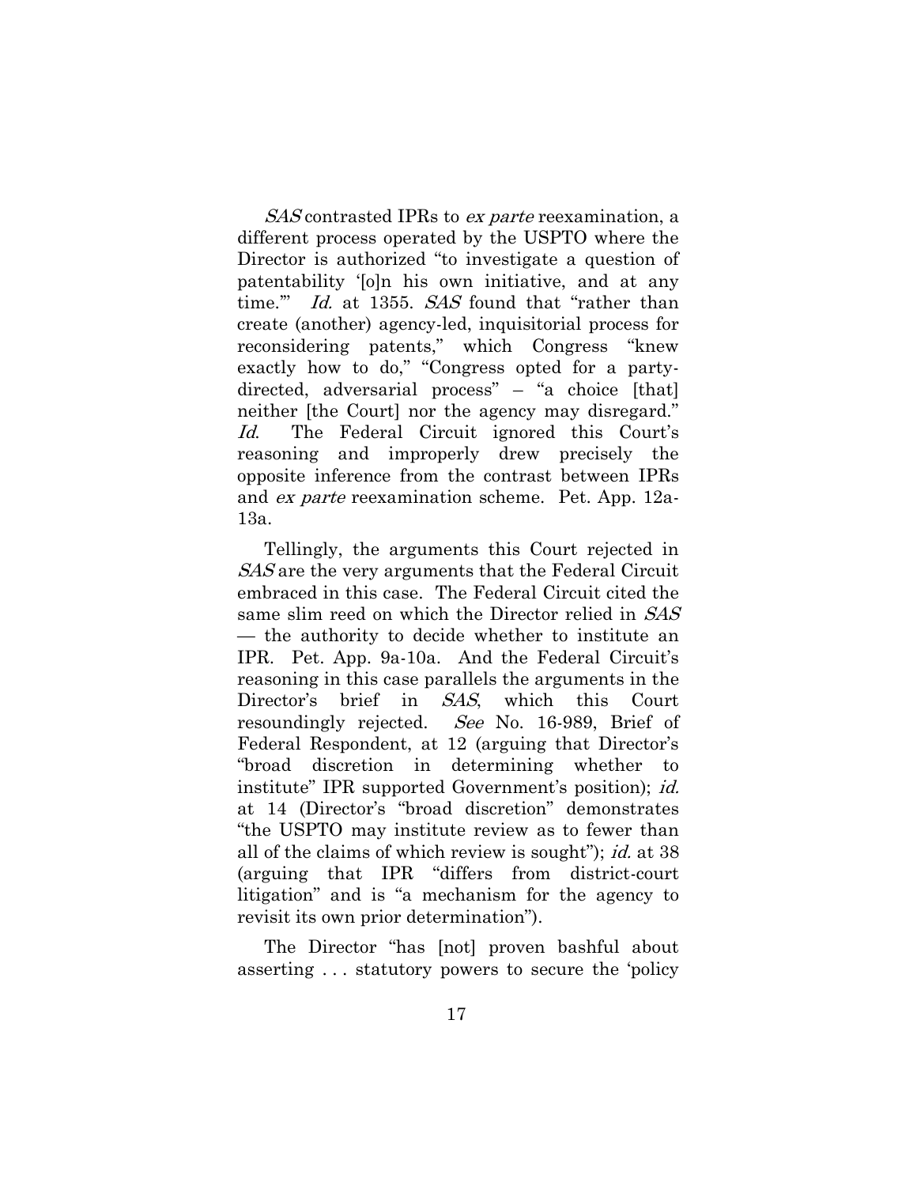*SAS* contrasted IPRs to *ex parte* reexamination, a different process operated by the USPTO where the Director is authorized "to investigate a question of patentability '[o]n his own initiative, and at any time.'" *Id.* at 1355. *SAS* found that "rather than create (another) agency-led, inquisitorial process for reconsidering patents," which Congress "knew exactly how to do," "Congress opted for a party-directed, adversarial process" – "a choice [that] neither [the Court] nor the agency may disregard." *Id.* The Federal Circuit ignored this Court's reasoning and improperly drew precisely the opposite inference from the contrast between IPRs and *ex parte* reexamination scheme. Pet. App. 12a-13a.

Tellingly, the arguments this Court rejected in *SAS* are the very arguments that the Federal Circuit embraced in this case. The Federal Circuit cited the same slim reed on which the Director relied in *SAS* — the authority to decide whether to institute an IPR. Pet. App. 9a-10a. And the Federal Circuit's reasoning in this case parallels the arguments in the Director's brief in *SAS*, which this Court resoundingly rejected. *See* No. 16-989, Brief of Federal Respondent, at 12 (arguing that Director's "broad discretion in determining whether to institute" IPR supported Government's position); *id.* at 14 (Director's "broad discretion" demonstrates "the USPTO may institute review as to fewer than all of the claims of which review is sought"); *id.* at 38 (arguing that IPR "differs from district-court litigation" and is "a mechanism for the agency to revisit its own prior determination").

The Director "has [not] proven bashful about asserting . . . statutory powers to secure the 'policy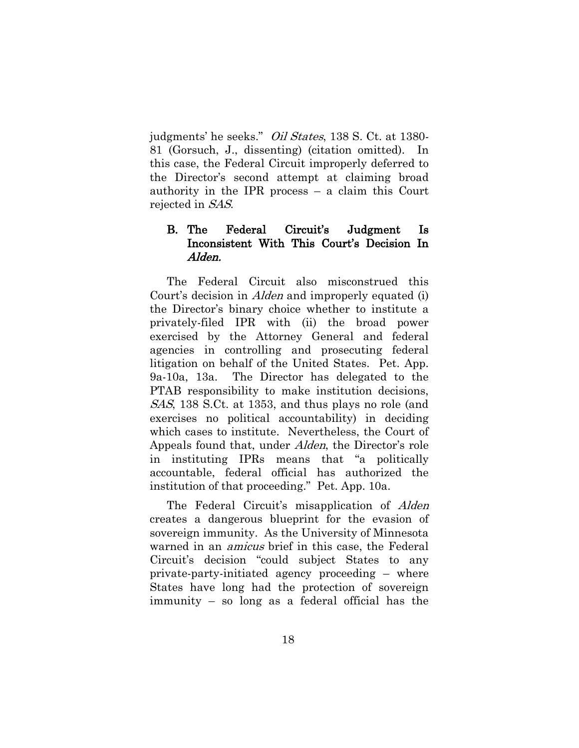judgments' he seeks." *Oil States*, 138 S. Ct. at 1380-81 (Gorsuch, J., dissenting) (citation omitted). In this case, the Federal Circuit improperly deferred to the Director's second attempt at claiming broad authority in the IPR process – a claim this Court rejected in *SAS*.

### B. The Federal Circuit's Judgment Is Inconsistent With This Court's Decision In *Alden*.

The Federal Circuit also misconstrued this Court's decision in *Alden* and improperly equated (i) the Director's binary choice whether to institute a privately-filed IPR with (ii) the broad power exercised by the Attorney General and federal agencies in controlling and prosecuting federal litigation on behalf of the United States. Pet. App. 9a-10a, 13a. The Director has delegated to the PTAB responsibility to make institution decisions, *SAS*, 138 S.Ct. at 1353, and thus plays no role (and exercises no political accountability) in deciding which cases to institute. Nevertheless, the Court of Appeals found that, under *Alden*, the Director's role in instituting IPRs means that "a politically accountable, federal official has authorized the institution of that proceeding." Pet. App. 10a.

The Federal Circuit's misapplication of *Alden* creates a dangerous blueprint for the evasion of sovereign immunity. As the University of Minnesota warned in an *amicus* brief in this case, the Federal Circuit's decision "could subject States to any private-party-initiated agency proceeding – where States have long had the protection of sovereign immunity – so long as a federal official has the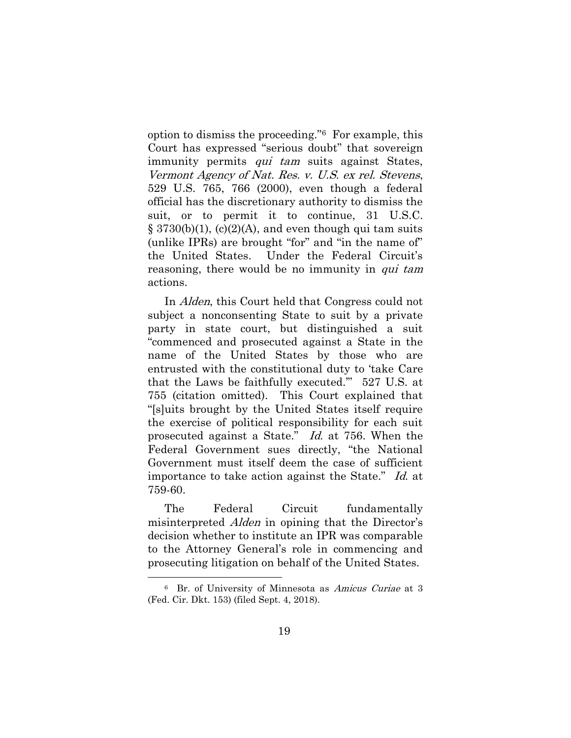option to dismiss the proceeding."[6] For example, this Court has expressed "serious doubt" that sovereign immunity permits *qui tam* suits against States, *Vermont Agency of Nat. Res. v. U.S. ex rel. Stevens*, 529 U.S. 765, 766 (2000), even though a federal official has the discretionary authority to dismiss the suit, or to permit it to continue, 31 U.S.C. § 3730(b)(1), (c)(2)(A), and even though qui tam suits (unlike IPRs) are brought "for" and "in the name of" the United States. Under the Federal Circuit's reasoning, there would be no immunity in *qui tam* actions.

In *Alden*, this Court held that Congress could not subject a nonconsenting State to suit by a private party in state court, but distinguished a suit "commenced and prosecuted against a State in the name of the United States by those who are entrusted with the constitutional duty to 'take Care that the Laws be faithfully executed.'" 527 U.S. at 755 (citation omitted). This Court explained that "[s]uits brought by the United States itself require the exercise of political responsibility for each suit prosecuted against a State." *Id.* at 756. When the Federal Government sues directly, "the National Government must itself deem the case of sufficient importance to take action against the State." *Id.* at 759-60.

The Federal Circuit fundamentally misinterpreted *Alden* in opining that the Director's decision whether to institute an IPR was comparable to the Attorney General's role in commencing and prosecuting litigation on behalf of the United States.

---

[6] Br. of University of Minnesota as *Amicus Curiae* at 3 (Fed. Cir. Dkt. 153) (filed Sept. 4, 2018).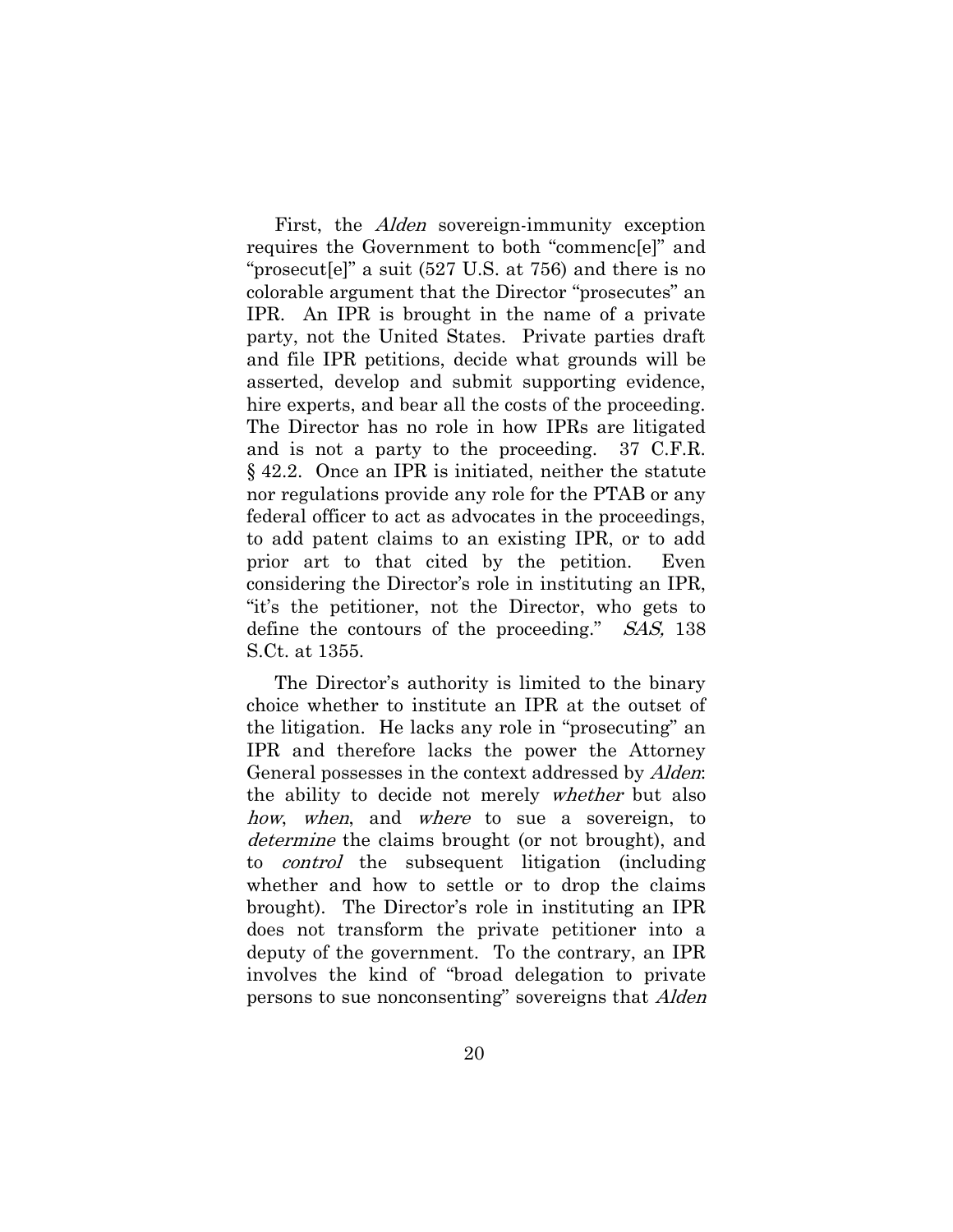First, the *Alden* sovereign-immunity exception requires the Government to both "commenc[e]" and "prosecut[e]" a suit (527 U.S. at 756) and there is no colorable argument that the Director "prosecutes" an IPR. An IPR is brought in the name of a private party, not the United States. Private parties draft and file IPR petitions, decide what grounds will be asserted, develop and submit supporting evidence, hire experts, and bear all the costs of the proceeding. The Director has no role in how IPRs are litigated and is not a party to the proceeding. 37 C.F.R. § 42.2. Once an IPR is initiated, neither the statute nor regulations provide any role for the PTAB or any federal officer to act as advocates in the proceedings, to add patent claims to an existing IPR, or to add prior art to that cited by the petition. Even considering the Director's role in instituting an IPR, "it's the petitioner, not the Director, who gets to define the contours of the proceeding." *SAS*, 138 S.Ct. at 1355.

The Director's authority is limited to the binary choice whether to institute an IPR at the outset of the litigation. He lacks any role in "prosecuting" an IPR and therefore lacks the power the Attorney General possesses in the context addressed by *Alden*: the ability to decide not merely *whether* but also *how*, *when*, and *where* to sue a sovereign, to *determine* the claims brought (or not brought), and to *control* the subsequent litigation (including whether and how to settle or to drop the claims brought). The Director's role in instituting an IPR does not transform the private petitioner into a deputy of the government. To the contrary, an IPR involves the kind of "broad delegation to private persons to sue nonconsenting" sovereigns that *Alden*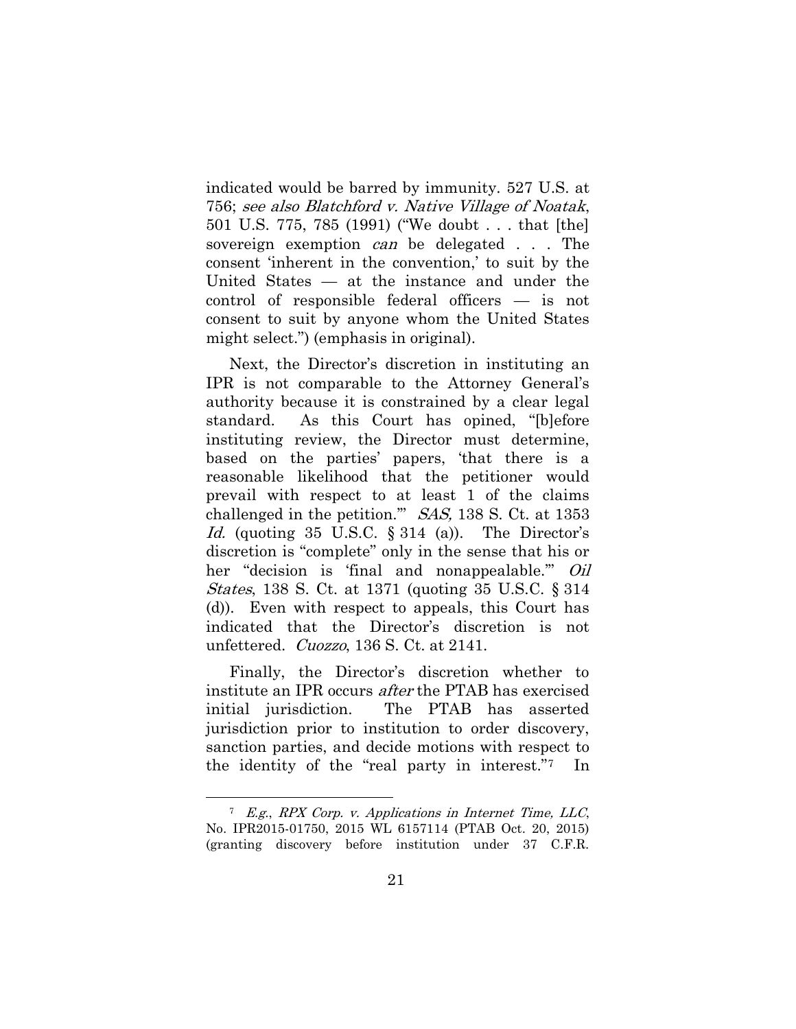indicated would be barred by immunity. 527 U.S. at 756; *see also Blatchford v. Native Village of Noatak*, 501 U.S. 775, 785 (1991) ("We doubt . . . that [the] sovereign exemption *can* be delegated . . . The consent 'inherent in the convention,' to suit by the United States — at the instance and under the control of responsible federal officers — is not consent to suit by anyone whom the United States might select.") (emphasis in original).

Next, the Director's discretion in instituting an IPR is not comparable to the Attorney General's authority because it is constrained by a clear legal standard. As this Court has opined, "[b]efore instituting review, the Director must determine, based on the parties' papers, 'that there is a reasonable likelihood that the petitioner would prevail with respect to at least 1 of the claims challenged in the petition.'" *SAS*, 138 S. Ct. at 1353 *Id.* (quoting 35 U.S.C. § 314 (a)). The Director's discretion is "complete" only in the sense that his or her "decision is 'final and nonappealable.'" *Oil States*, 138 S. Ct. at 1371 (quoting 35 U.S.C. § 314 (d)). Even with respect to appeals, this Court has indicated that the Director's discretion is not unfettered. *Cuozzo*, 136 S. Ct. at 2141.

Finally, the Director's discretion whether to institute an IPR occurs *after* the PTAB has exercised initial jurisdiction. The PTAB has asserted jurisdiction prior to institution to order discovery, sanction parties, and decide motions with respect to the identity of the "real party in interest."[7] In

[7] *E.g.*, *RPX Corp. v. Applications in Internet Time, LLC*, No. IPR2015-01750, 2015 WL 6157114 (PTAB Oct. 20, 2015) (granting discovery before institution under 37 C.F.R.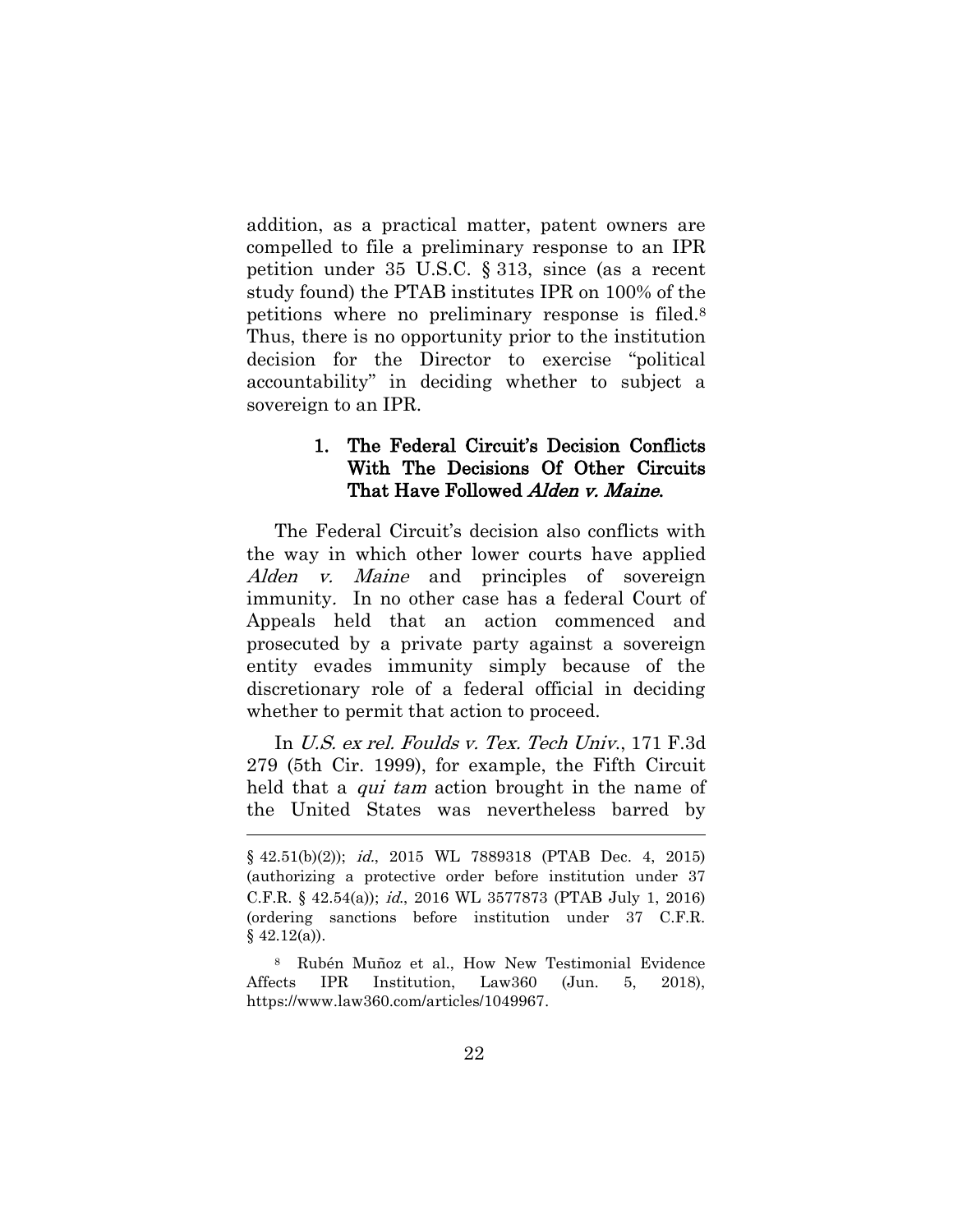addition, as a practical matter, patent owners are compelled to file a preliminary response to an IPR petition under 35 U.S.C. § 313, since (as a recent study found) the PTAB institutes IPR on 100% of the petitions where no preliminary response is filed.[8] Thus, there is no opportunity prior to the institution decision for the Director to exercise "political accountability" in deciding whether to subject a sovereign to an IPR.

### 1. The Federal Circuit's Decision Conflicts With The Decisions Of Other Circuits That Have Followed *Alden v. Maine*.

The Federal Circuit's decision also conflicts with the way in which other lower courts have applied *Alden v. Maine* and principles of sovereign immunity. In no other case has a federal Court of Appeals held that an action commenced and prosecuted by a private party against a sovereign entity evades immunity simply because of the discretionary role of a federal official in deciding whether to permit that action to proceed.

In *U.S. ex rel. Foulds v. Tex. Tech Univ.*, 171 F.3d 279 (5th Cir. 1999), for example, the Fifth Circuit held that a *qui tam* action brought in the name of the United States was nevertheless barred by

---

§ 42.51(b)(2)); *id.*, 2015 WL 7889318 (PTAB Dec. 4, 2015) (authorizing a protective order before institution under 37 C.F.R. § 42.54(a)); *id.*, 2016 WL 3577873 (PTAB July 1, 2016) (ordering sanctions before institution under 37 C.F.R. § 42.12(a)).

[8] Rubén Muñoz et al., How New Testimonial Evidence Affects IPR Institution, Law360 (Jun. 5, 2018), https://www.law360.com/articles/1049967.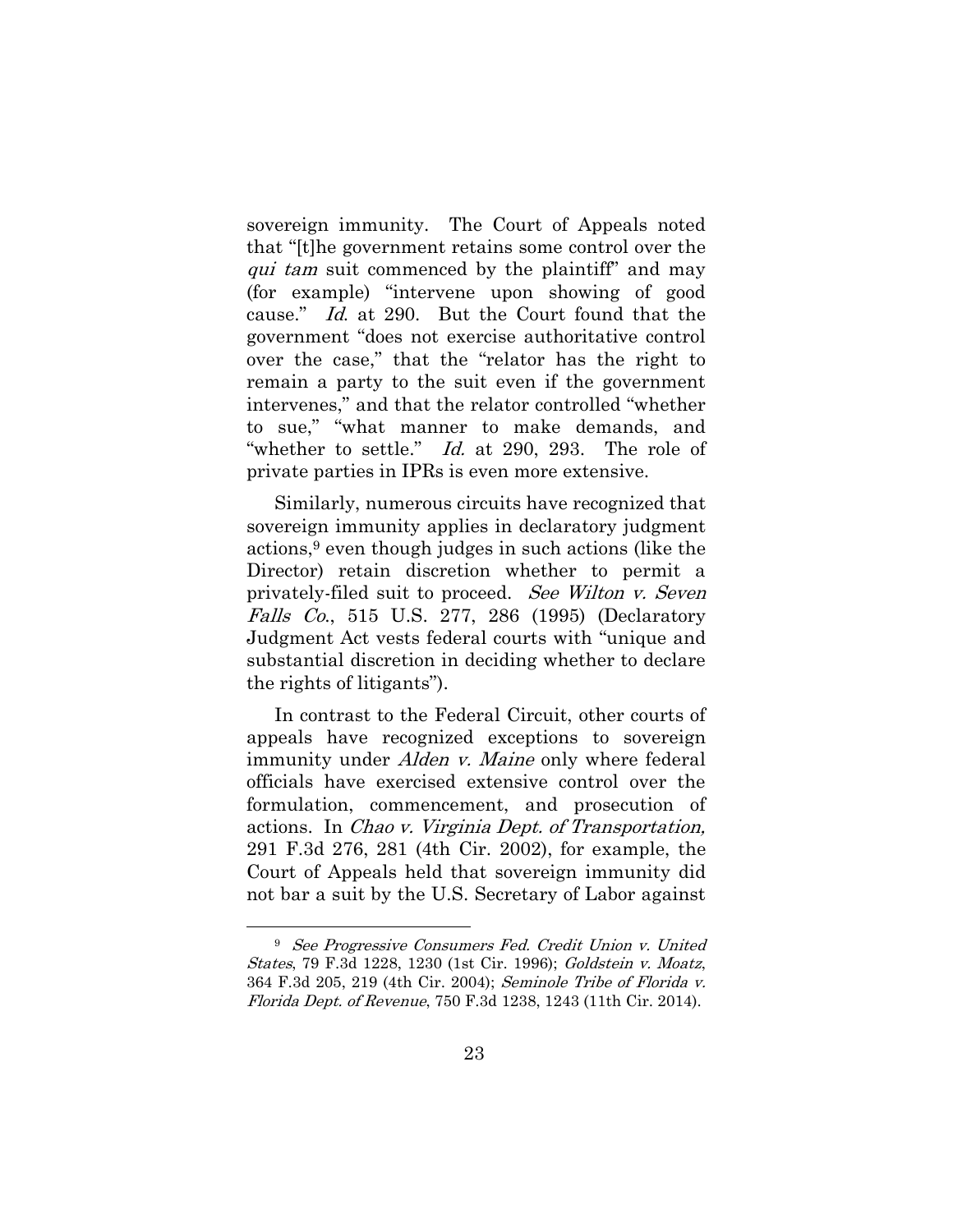sovereign immunity. The Court of Appeals noted that "[t]he government retains some control over the *qui tam* suit commenced by the plaintiff" and may (for example) "intervene upon showing of good cause." *Id.* at 290. But the Court found that the government "does not exercise authoritative control over the case," that the "relator has the right to remain a party to the suit even if the government intervenes," and that the relator controlled "whether to sue," "what manner to make demands, and "whether to settle." *Id.* at 290, 293. The role of private parties in IPRs is even more extensive.

Similarly, numerous circuits have recognized that sovereign immunity applies in declaratory judgment actions,[9] even though judges in such actions (like the Director) retain discretion whether to permit a privately-filed suit to proceed. *See Wilton v. Seven Falls Co.*, 515 U.S. 277, 286 (1995) (Declaratory Judgment Act vests federal courts with "unique and substantial discretion in deciding whether to declare the rights of litigants").

In contrast to the Federal Circuit, other courts of appeals have recognized exceptions to sovereign immunity under *Alden v. Maine* only where federal officials have exercised extensive control over the formulation, commencement, and prosecution of actions. In *Chao v. Virginia Dept. of Transportation,* 291 F.3d 276, 281 (4th Cir. 2002), for example, the Court of Appeals held that sovereign immunity did not bar a suit by the U.S. Secretary of Labor against

---

[9] *See Progressive Consumers Fed. Credit Union v. United States*, 79 F.3d 1228, 1230 (1st Cir. 1996); *Goldstein v. Moatz*, 364 F.3d 205, 219 (4th Cir. 2004); *Seminole Tribe of Florida v. Florida Dept. of Revenue*, 750 F.3d 1238, 1243 (11th Cir. 2014).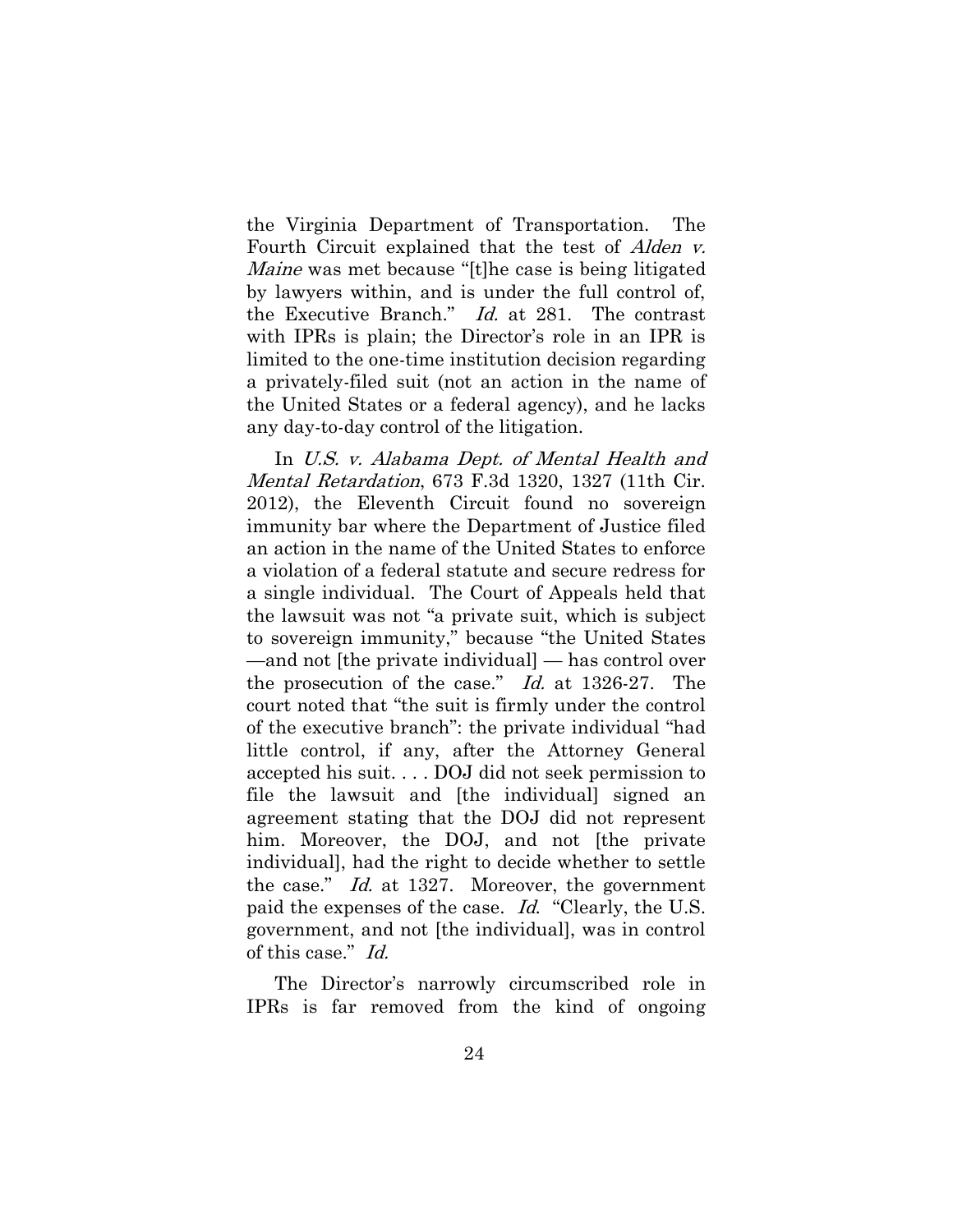the Virginia Department of Transportation. The Fourth Circuit explained that the test of *Alden v. Maine* was met because "[t]he case is being litigated by lawyers within, and is under the full control of, the Executive Branch." *Id.* at 281. The contrast with IPRs is plain; the Director's role in an IPR is limited to the one-time institution decision regarding a privately-filed suit (not an action in the name of the United States or a federal agency), and he lacks any day-to-day control of the litigation.

In *U.S. v. Alabama Dept. of Mental Health and Mental Retardation*, 673 F.3d 1320, 1327 (11th Cir. 2012), the Eleventh Circuit found no sovereign immunity bar where the Department of Justice filed an action in the name of the United States to enforce a violation of a federal statute and secure redress for a single individual. The Court of Appeals held that the lawsuit was not "a private suit, which is subject to sovereign immunity," because "the United States —and not [the private individual] — has control over the prosecution of the case." *Id.* at 1326-27. The court noted that "the suit is firmly under the control of the executive branch": the private individual "had little control, if any, after the Attorney General accepted his suit. . . . DOJ did not seek permission to file the lawsuit and [the individual] signed an agreement stating that the DOJ did not represent him. Moreover, the DOJ, and not [the private individual], had the right to decide whether to settle the case." *Id.* at 1327. Moreover, the government paid the expenses of the case. *Id.* "Clearly, the U.S. government, and not [the individual], was in control of this case." *Id.*

The Director's narrowly circumscribed role in IPRs is far removed from the kind of ongoing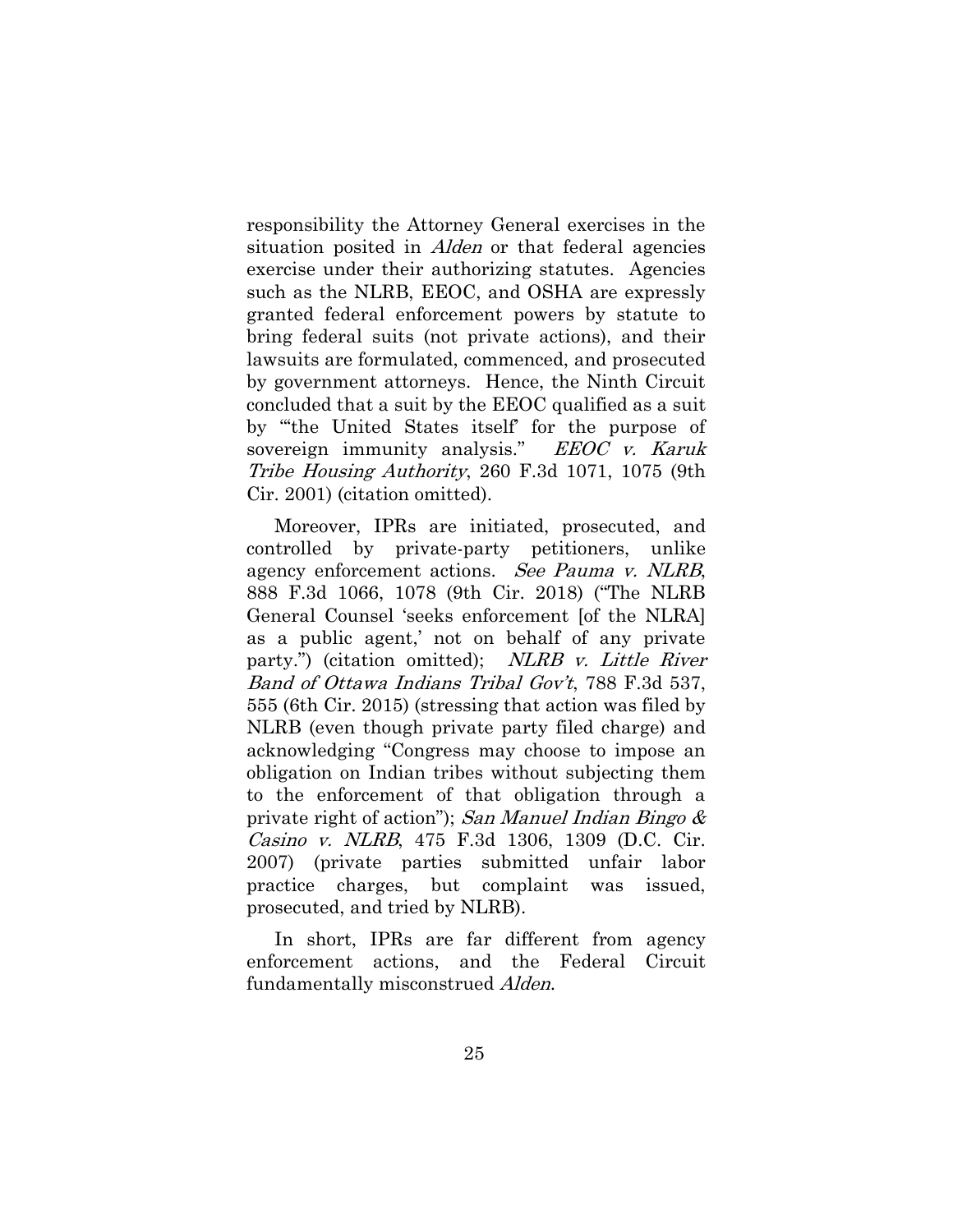responsibility the Attorney General exercises in the situation posited in *Alden* or that federal agencies exercise under their authorizing statutes. Agencies such as the NLRB, EEOC, and OSHA are expressly granted federal enforcement powers by statute to bring federal suits (not private actions), and their lawsuits are formulated, commenced, and prosecuted by government attorneys. Hence, the Ninth Circuit concluded that a suit by the EEOC qualified as a suit by "'the United States itself' for the purpose of sovereign immunity analysis." *EEOC v. Karuk Tribe Housing Authority*, 260 F.3d 1071, 1075 (9th Cir. 2001) (citation omitted).

Moreover, IPRs are initiated, prosecuted, and controlled by private-party petitioners, unlike agency enforcement actions. *See Pauma v. NLRB*, 888 F.3d 1066, 1078 (9th Cir. 2018) ("The NLRB General Counsel 'seeks enforcement [of the NLRA] as a public agent,' not on behalf of any private party.") (citation omitted); *NLRB v. Little River Band of Ottawa Indians Tribal Gov't*, 788 F.3d 537, 555 (6th Cir. 2015) (stressing that action was filed by NLRB (even though private party filed charge) and acknowledging "Congress may choose to impose an obligation on Indian tribes without subjecting them to the enforcement of that obligation through a private right of action"); *San Manuel Indian Bingo & Casino v. NLRB*, 475 F.3d 1306, 1309 (D.C. Cir. 2007) (private parties submitted unfair labor practice charges, but complaint was issued, prosecuted, and tried by NLRB).

In short, IPRs are far different from agency enforcement actions, and the Federal Circuit fundamentally misconstrued *Alden*.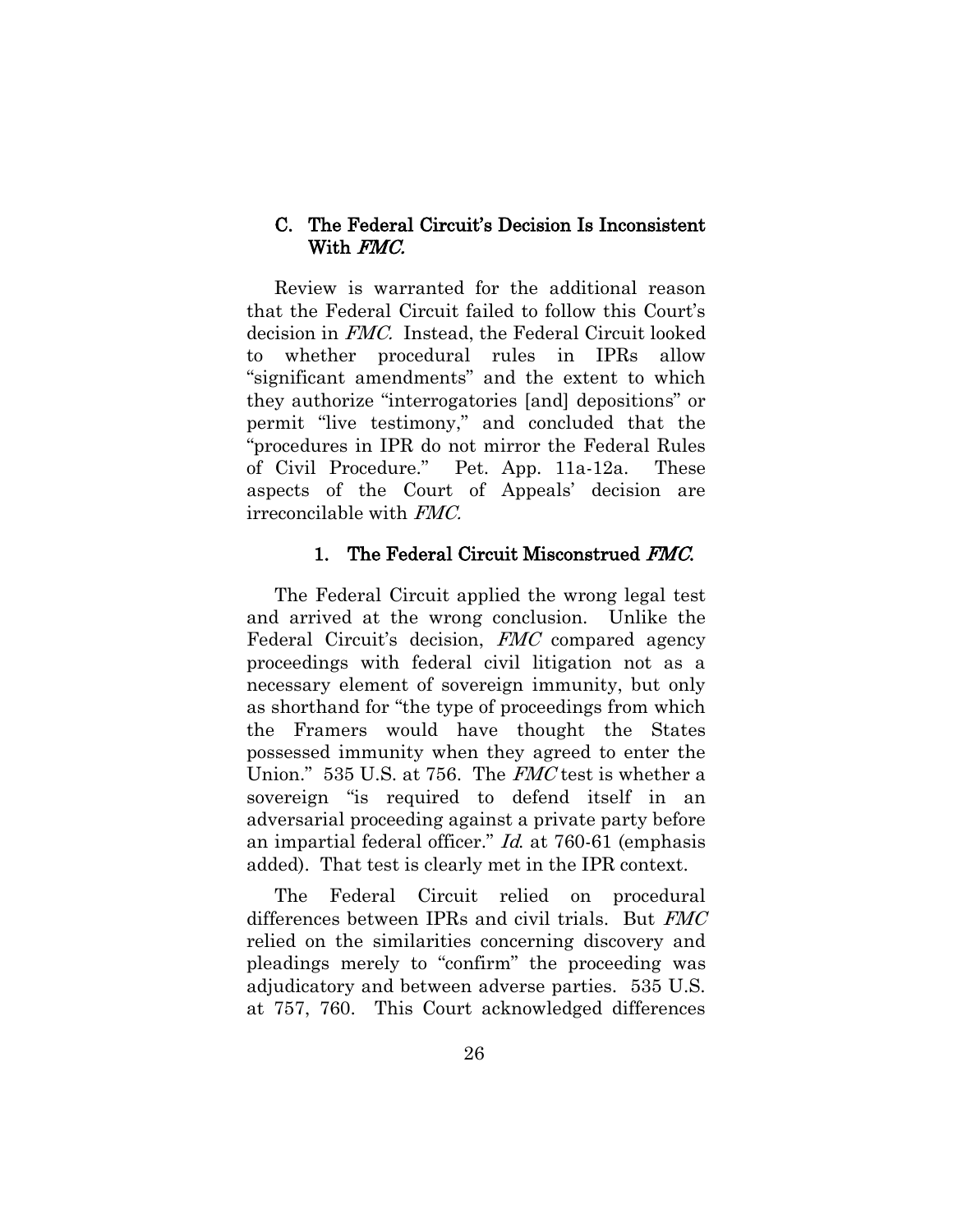### C. The Federal Circuit's Decision Is Inconsistent With *FMC*.

Review is warranted for the additional reason that the Federal Circuit failed to follow this Court's decision in *FMC*. Instead, the Federal Circuit looked to whether procedural rules in IPRs allow "significant amendments" and the extent to which they authorize "interrogatories [and] depositions" or permit "live testimony," and concluded that the "procedures in IPR do not mirror the Federal Rules of Civil Procedure." Pet. App. 11a-12a. These aspects of the Court of Appeals' decision are irreconcilable with *FMC*.

#### 1. The Federal Circuit Misconstrued *FMC*.

The Federal Circuit applied the wrong legal test and arrived at the wrong conclusion. Unlike the Federal Circuit's decision, *FMC* compared agency proceedings with federal civil litigation not as a necessary element of sovereign immunity, but only as shorthand for "the type of proceedings from which the Framers would have thought the States possessed immunity when they agreed to enter the Union." 535 U.S. at 756. The *FMC* test is whether a sovereign "is required to defend itself in an adversarial proceeding against a private party before an impartial federal officer." *Id.* at 760-61 (emphasis added). That test is clearly met in the IPR context.

The Federal Circuit relied on procedural differences between IPRs and civil trials. But *FMC* relied on the similarities concerning discovery and pleadings merely to "confirm" the proceeding was adjudicatory and between adverse parties. 535 U.S. at 757, 760. This Court acknowledged differences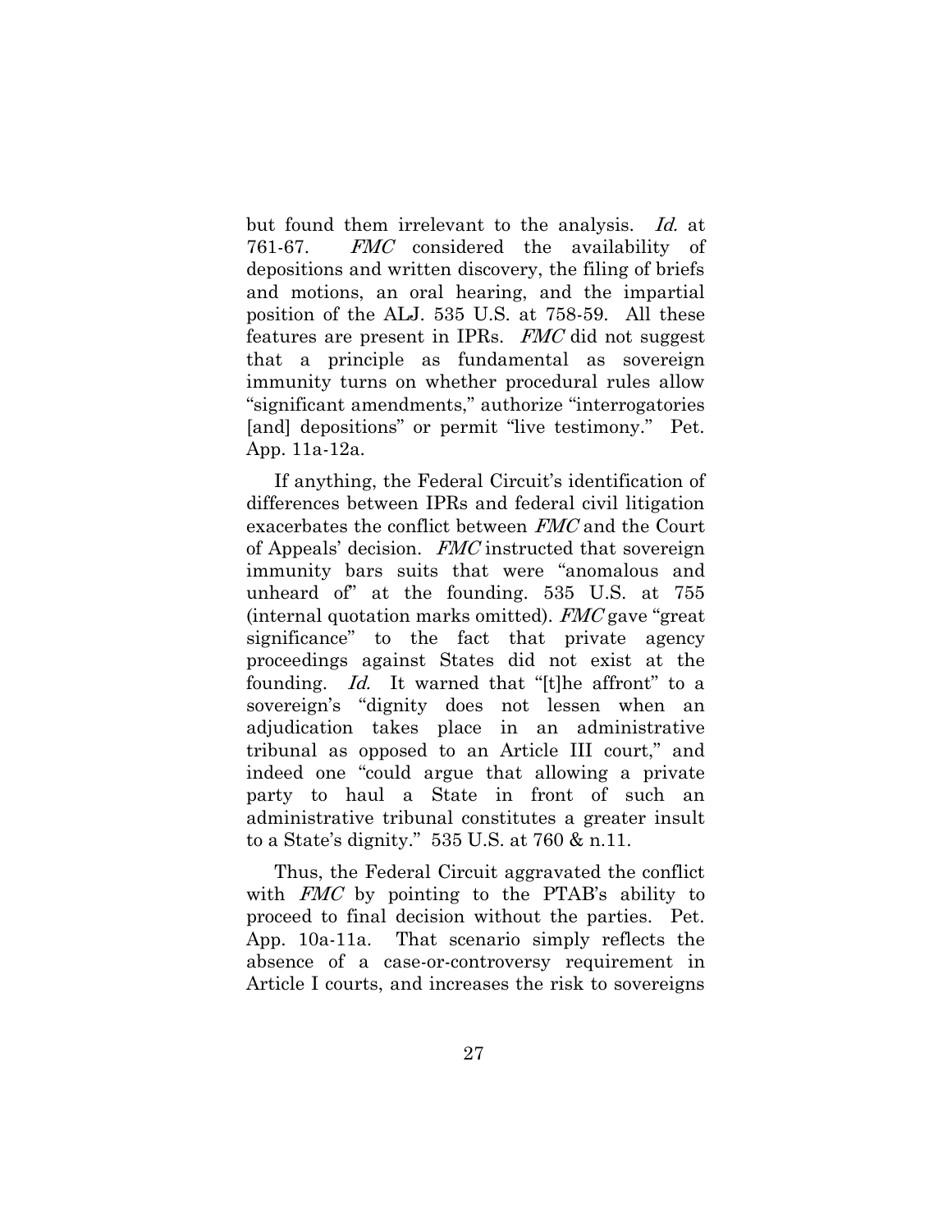but found them irrelevant to the analysis. *Id.* at 761-67. *FMC* considered the availability of depositions and written discovery, the filing of briefs and motions, an oral hearing, and the impartial position of the ALJ. 535 U.S. at 758-59. All these features are present in IPRs. *FMC* did not suggest that a principle as fundamental as sovereign immunity turns on whether procedural rules allow "significant amendments," authorize "interrogatories [and] depositions" or permit "live testimony." Pet. App. 11a-12a.

If anything, the Federal Circuit's identification of differences between IPRs and federal civil litigation exacerbates the conflict between *FMC* and the Court of Appeals' decision. *FMC* instructed that sovereign immunity bars suits that were "anomalous and unheard of" at the founding. 535 U.S. at 755 (internal quotation marks omitted). *FMC* gave "great significance" to the fact that private agency proceedings against States did not exist at the founding. *Id.* It warned that "[t]he affront" to a sovereign's "dignity does not lessen when an adjudication takes place in an administrative tribunal as opposed to an Article III court," and indeed one "could argue that allowing a private party to haul a State in front of such an administrative tribunal constitutes a greater insult to a State's dignity." 535 U.S. at 760 & n.11.

Thus, the Federal Circuit aggravated the conflict with *FMC* by pointing to the PTAB's ability to proceed to final decision without the parties. Pet. App. 10a-11a. That scenario simply reflects the absence of a case-or-controversy requirement in Article I courts, and increases the risk to sovereigns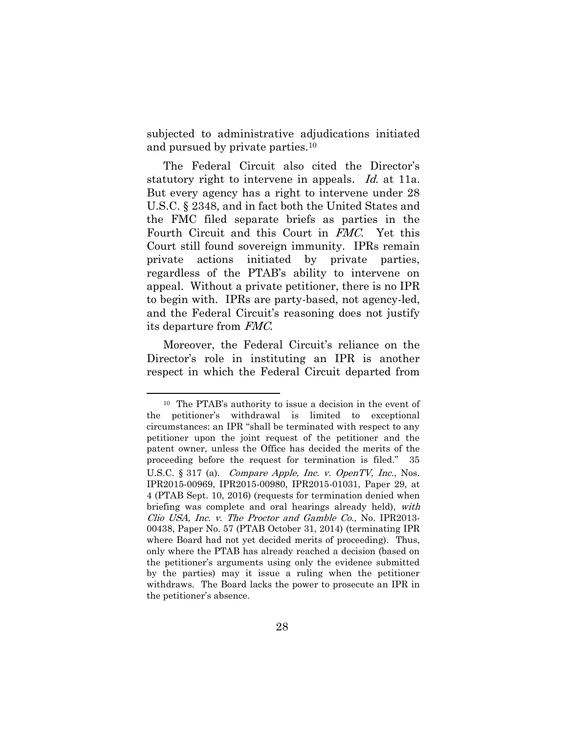subjected to administrative adjudications initiated and pursued by private parties.[10]

The Federal Circuit also cited the Director's statutory right to intervene in appeals. *Id.* at 11a. But every agency has a right to intervene under 28 U.S.C. § 2348, and in fact both the United States and the FMC filed separate briefs as parties in the Fourth Circuit and this Court in *FMC*. Yet this Court still found sovereign immunity. IPRs remain private actions initiated by private parties, regardless of the PTAB's ability to intervene on appeal. Without a private petitioner, there is no IPR to begin with. IPRs are party-based, not agency-led, and the Federal Circuit's reasoning does not justify its departure from *FMC*.

Moreover, the Federal Circuit's reliance on the Director's role in instituting an IPR is another respect in which the Federal Circuit departed from

---

[10] The PTAB's authority to issue a decision in the event of the petitioner's withdrawal is limited to exceptional circumstances: an IPR "shall be terminated with respect to any petitioner upon the joint request of the petitioner and the patent owner, unless the Office has decided the merits of the proceeding before the request for termination is filed." 35 U.S.C. § 317 (a). *Compare Apple, Inc. v. OpenTV, Inc.*, Nos. IPR2015-00969, IPR2015-00980, IPR2015-01031, Paper 29, at 4 (PTAB Sept. 10, 2016) (requests for termination denied when briefing was complete and oral hearings already held), *with Clio USA, Inc. v. The Proctor and Gamble Co.*, No. IPR2013-00438, Paper No. 57 (PTAB October 31, 2014) (terminating IPR where Board had not yet decided merits of proceeding). Thus, only where the PTAB has already reached a decision (based on the petitioner's arguments using only the evidence submitted by the parties) may it issue a ruling when the petitioner withdraws. The Board lacks the power to prosecute an IPR in the petitioner's absence.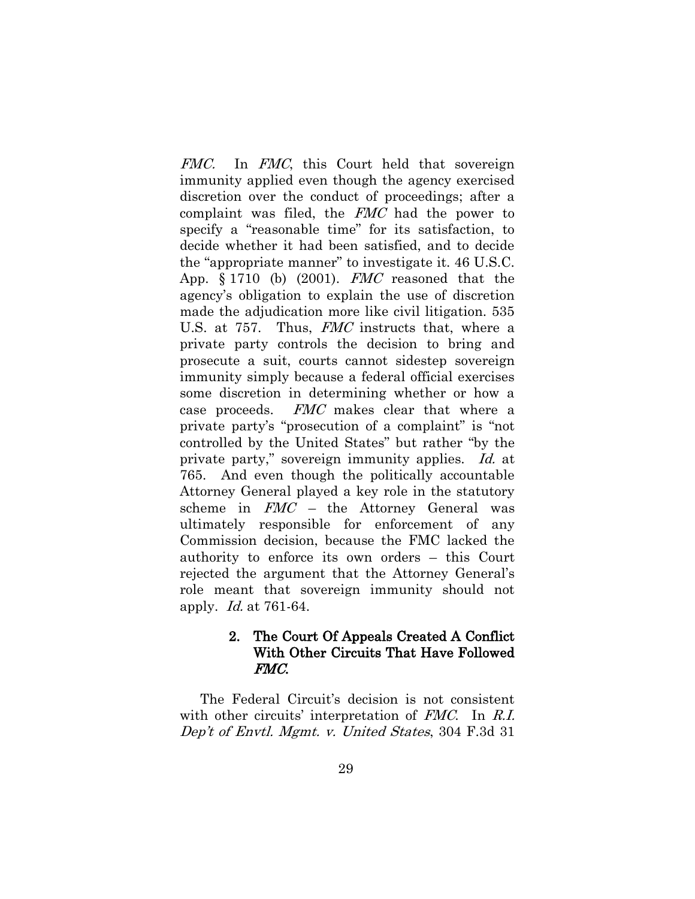*FMC.* In *FMC*, this Court held that sovereign immunity applied even though the agency exercised discretion over the conduct of proceedings; after a complaint was filed, the *FMC* had the power to specify a "reasonable time" for its satisfaction, to decide whether it had been satisfied, and to decide the "appropriate manner" to investigate it. 46 U.S.C. App. § 1710 (b) (2001). *FMC* reasoned that the agency's obligation to explain the use of discretion made the adjudication more like civil litigation. 535 U.S. at 757. Thus, *FMC* instructs that, where a private party controls the decision to bring and prosecute a suit, courts cannot sidestep sovereign immunity simply because a federal official exercises some discretion in determining whether or how a case proceeds. *FMC* makes clear that where a private party's "prosecution of a complaint" is "not controlled by the United States" but rather "by the private party," sovereign immunity applies. *Id.* at 765. And even though the politically accountable Attorney General played a key role in the statutory scheme in *FMC* – the Attorney General was ultimately responsible for enforcement of any Commission decision, because the FMC lacked the authority to enforce its own orders – this Court rejected the argument that the Attorney General's role meant that sovereign immunity should not apply. *Id.* at 761-64.

#### 2. The Court Of Appeals Created A Conflict With Other Circuits That Have Followed *FMC.*

The Federal Circuit's decision is not consistent with other circuits' interpretation of *FMC*. In *R.I. Dep't of Envtl. Mgmt. v. United States*, 304 F.3d 31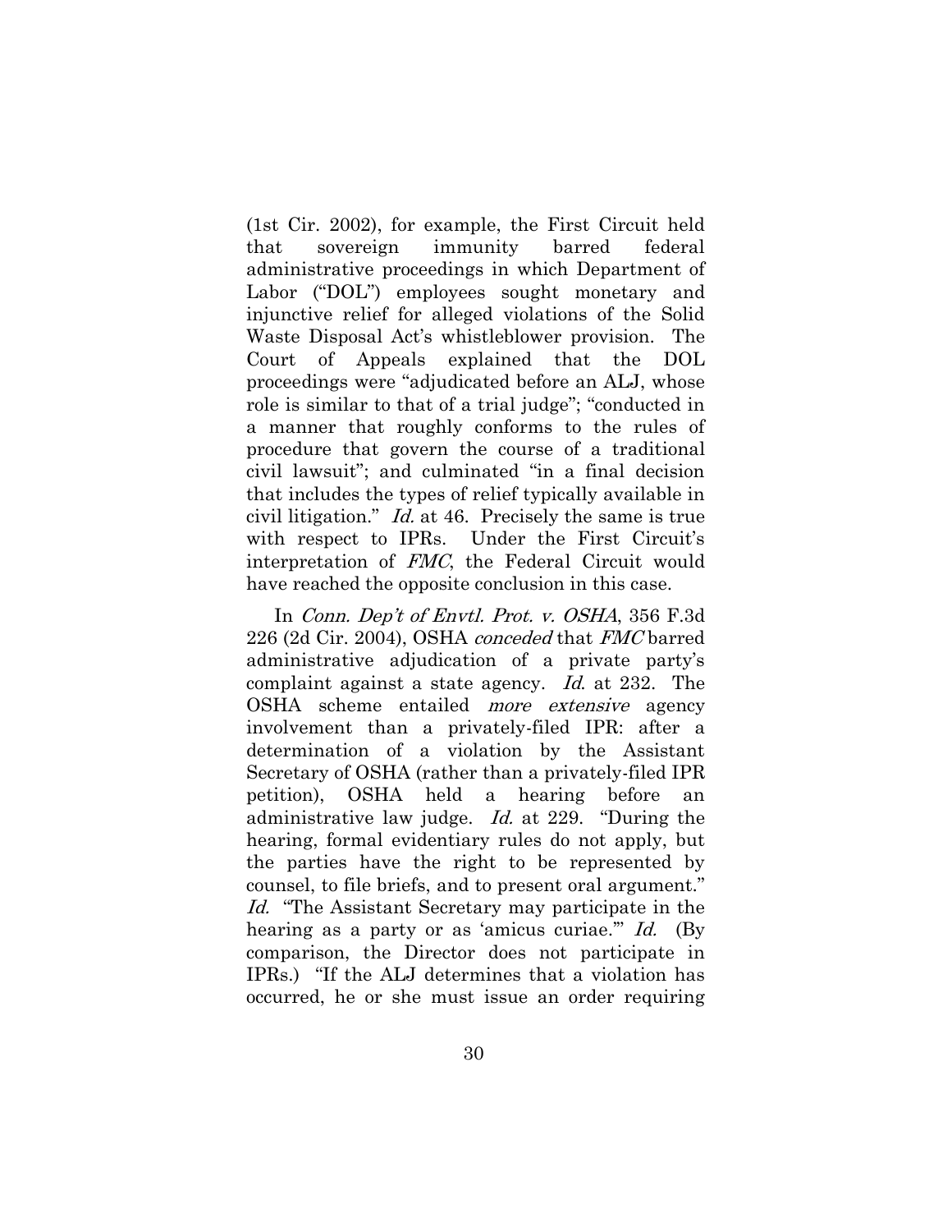(1st Cir. 2002), for example, the First Circuit held that sovereign immunity barred federal administrative proceedings in which Department of Labor ("DOL") employees sought monetary and injunctive relief for alleged violations of the Solid Waste Disposal Act's whistleblower provision. The Court of Appeals explained that the DOL proceedings were "adjudicated before an ALJ, whose role is similar to that of a trial judge"; "conducted in a manner that roughly conforms to the rules of procedure that govern the course of a traditional civil lawsuit"; and culminated "in a final decision that includes the types of relief typically available in civil litigation." *Id.* at 46. Precisely the same is true with respect to IPRs. Under the First Circuit's interpretation of *FMC*, the Federal Circuit would have reached the opposite conclusion in this case.

In *Conn. Dep't of Envtl. Prot. v. OSHA*, 356 F.3d 226 (2d Cir. 2004), OSHA *conceded* that *FMC* barred administrative adjudication of a private party's complaint against a state agency. *Id*. at 232. The OSHA scheme entailed *more extensive* agency involvement than a privately-filed IPR: after a determination of a violation by the Assistant Secretary of OSHA (rather than a privately-filed IPR petition), OSHA held a hearing before an administrative law judge. *Id.* at 229. "During the hearing, formal evidentiary rules do not apply, but the parties have the right to be represented by counsel, to file briefs, and to present oral argument." *Id.* "The Assistant Secretary may participate in the hearing as a party or as 'amicus curiae.'" *Id.* (By comparison, the Director does not participate in IPRs.) "If the ALJ determines that a violation has occurred, he or she must issue an order requiring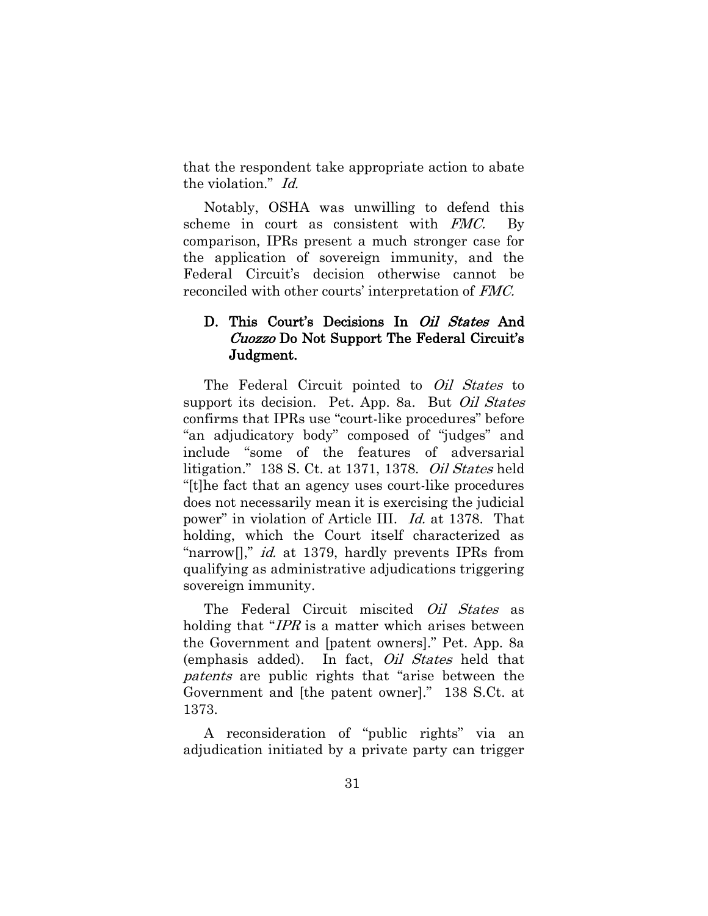that the respondent take appropriate action to abate the violation." *Id.*

Notably, OSHA was unwilling to defend this scheme in court as consistent with *FMC.* By comparison, IPRs present a much stronger case for the application of sovereign immunity, and the Federal Circuit's decision otherwise cannot be reconciled with other courts' interpretation of *FMC.*

### D. This Court's Decisions In *Oil States* And *Cuozzo* Do Not Support The Federal Circuit's Judgment.

The Federal Circuit pointed to *Oil States* to support its decision. Pet. App. 8a. But *Oil States* confirms that IPRs use "court-like procedures" before "an adjudicatory body" composed of "judges" and include "some of the features of adversarial litigation." 138 S. Ct. at 1371, 1378. *Oil States* held "[t]he fact that an agency uses court-like procedures does not necessarily mean it is exercising the judicial power" in violation of Article III. *Id.* at 1378. That holding, which the Court itself characterized as "narrow[]," *id.* at 1379, hardly prevents IPRs from qualifying as administrative adjudications triggering sovereign immunity.

The Federal Circuit miscited *Oil States* as holding that "*IPR* is a matter which arises between the Government and [patent owners]." Pet. App. 8a (emphasis added). In fact, *Oil States* held that *patents* are public rights that "arise between the Government and [the patent owner]." 138 S.Ct. at 1373.

A reconsideration of "public rights" via an adjudication initiated by a private party can trigger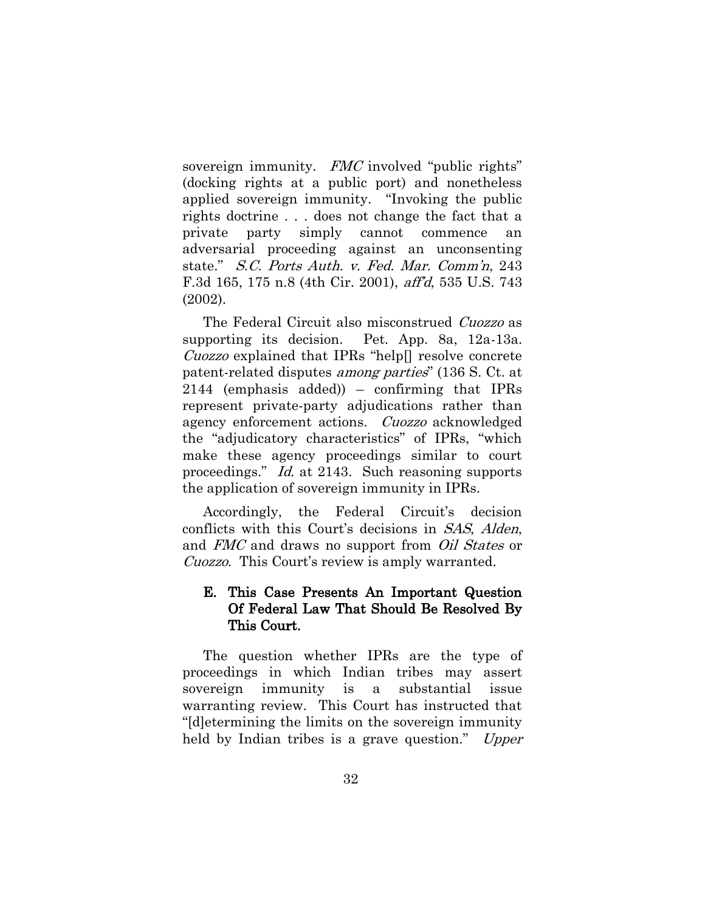sovereign immunity. *FMC* involved "public rights" (docking rights at a public port) and nonetheless applied sovereign immunity. "Invoking the public rights doctrine . . . does not change the fact that a private party simply cannot commence an adversarial proceeding against an unconsenting state." *S.C. Ports Auth. v. Fed. Mar. Comm'n*, 243 F.3d 165, 175 n.8 (4th Cir. 2001), *aff'd*, 535 U.S. 743 (2002).

The Federal Circuit also misconstrued *Cuozzo* as supporting its decision. Pet. App. 8a, 12a-13a. *Cuozzo* explained that IPRs "help[] resolve concrete patent-related disputes *among parties*" (136 S. Ct. at 2144 (emphasis added)) – confirming that IPRs represent private-party adjudications rather than agency enforcement actions. *Cuozzo* acknowledged the "adjudicatory characteristics" of IPRs, "which make these agency proceedings similar to court proceedings." *Id.* at 2143. Such reasoning supports the application of sovereign immunity in IPRs.

Accordingly, the Federal Circuit's decision conflicts with this Court's decisions in *SAS*, *Alden*, and *FMC* and draws no support from *Oil States* or *Cuozzo*. This Court's review is amply warranted.

### E. This Case Presents An Important Question Of Federal Law That Should Be Resolved By This Court.

The question whether IPRs are the type of proceedings in which Indian tribes may assert sovereign immunity is a substantial issue warranting review. This Court has instructed that "[d]etermining the limits on the sovereign immunity held by Indian tribes is a grave question." *Upper*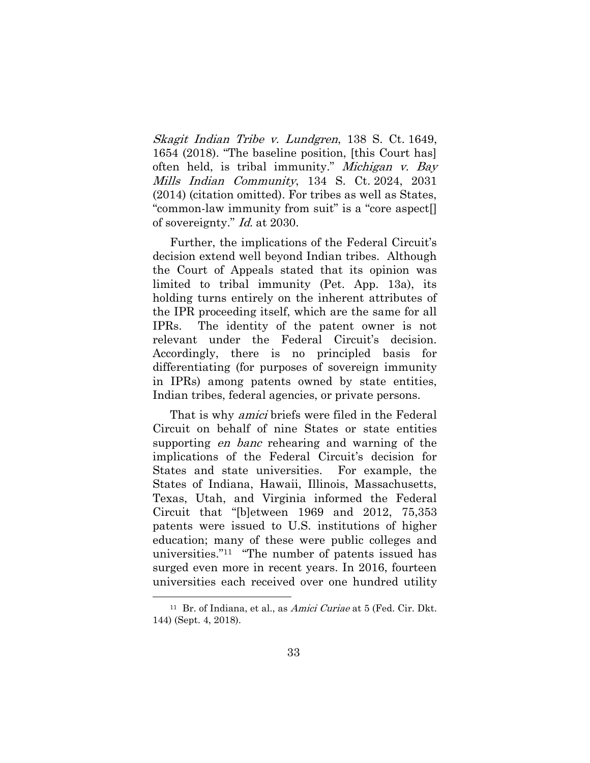*Skagit Indian Tribe v. Lundgren*, 138 S. Ct. 1649, 1654 (2018). "The baseline position, [this Court has] often held, is tribal immunity." *Michigan v. Bay Mills Indian Community*, 134 S. Ct. 2024, 2031 (2014) (citation omitted). For tribes as well as States, "common-law immunity from suit" is a "core aspect[] of sovereignty." *Id.* at 2030.

Further, the implications of the Federal Circuit's decision extend well beyond Indian tribes. Although the Court of Appeals stated that its opinion was limited to tribal immunity (Pet. App. 13a), its holding turns entirely on the inherent attributes of the IPR proceeding itself, which are the same for all IPRs. The identity of the patent owner is not relevant under the Federal Circuit's decision. Accordingly, there is no principled basis for differentiating (for purposes of sovereign immunity in IPRs) among patents owned by state entities, Indian tribes, federal agencies, or private persons.

That is why *amici* briefs were filed in the Federal Circuit on behalf of nine States or state entities supporting *en banc* rehearing and warning of the implications of the Federal Circuit's decision for States and state universities. For example, the States of Indiana, Hawaii, Illinois, Massachusetts, Texas, Utah, and Virginia informed the Federal Circuit that "[b]etween 1969 and 2012, 75,353 patents were issued to U.S. institutions of higher education; many of these were public colleges and universities."[11] "The number of patents issued has surged even more in recent years. In 2016, fourteen universities each received over one hundred utility

[11] Br. of Indiana, et al., as *Amici Curiae* at 5 (Fed. Cir. Dkt. 144) (Sept. 4, 2018).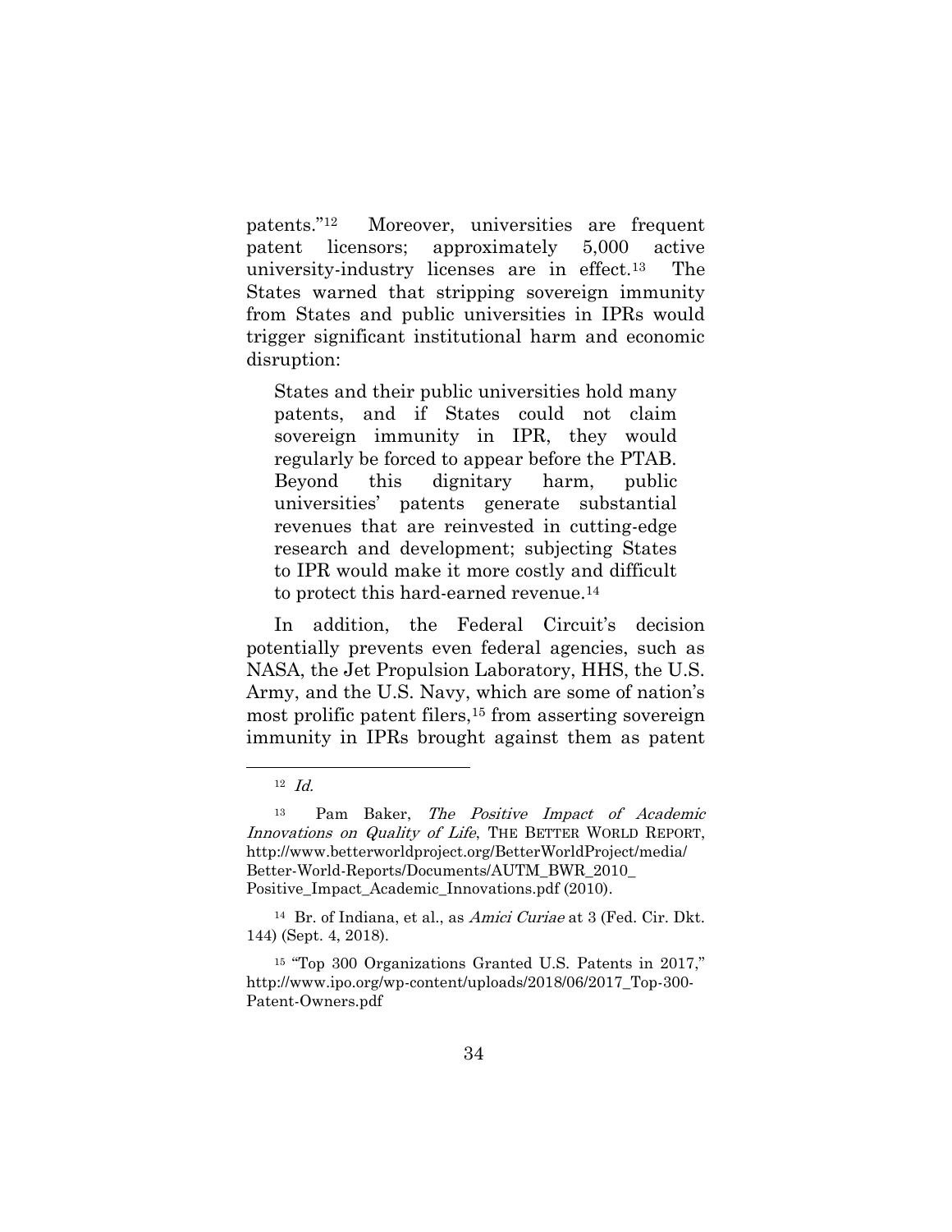patents."[12] Moreover, universities are frequent patent licensors; approximately 5,000 active university-industry licenses are in effect.[13] The States warned that stripping sovereign immunity from States and public universities in IPRs would trigger significant institutional harm and economic disruption:

> States and their public universities hold many patents, and if States could not claim sovereign immunity in IPR, they would regularly be forced to appear before the PTAB. Beyond this dignitary harm, public universities' patents generate substantial revenues that are reinvested in cutting-edge research and development; subjecting States to IPR would make it more costly and difficult to protect this hard-earned revenue.[14]

In addition, the Federal Circuit's decision potentially prevents even federal agencies, such as NASA, the Jet Propulsion Laboratory, HHS, the U.S. Army, and the U.S. Navy, which are some of nation's most prolific patent filers,[15] from asserting sovereign immunity in IPRs brought against them as patent

---

[12] *Id.*

[13] Pam Baker, *The Positive Impact of Academic Innovations on Quality of Life*, THE BETTER WORLD REPORT, http://www.betterworldproject.org/BetterWorldProject/media/Better-World-Reports/Documents/AUTM_BWR_2010_Positive_Impact_Academic_Innovations.pdf (2010).

[14] Br. of Indiana, et al., as *Amici Curiae* at 3 (Fed. Cir. Dkt. 144) (Sept. 4, 2018).

[15] "Top 300 Organizations Granted U.S. Patents in 2017," http://www.ipo.org/wp-content/uploads/2018/06/2017_Top-300-Patent-Owners.pdf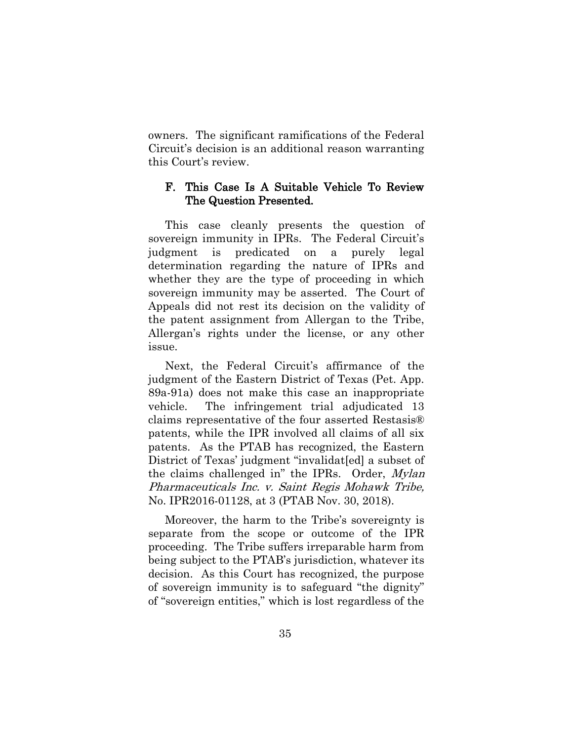owners. The significant ramifications of the Federal Circuit's decision is an additional reason warranting this Court's review.

### F. This Case Is A Suitable Vehicle To Review The Question Presented.

This case cleanly presents the question of sovereign immunity in IPRs. The Federal Circuit's judgment is predicated on a purely legal determination regarding the nature of IPRs and whether they are the type of proceeding in which sovereign immunity may be asserted. The Court of Appeals did not rest its decision on the validity of the patent assignment from Allergan to the Tribe, Allergan's rights under the license, or any other issue.

Next, the Federal Circuit's affirmance of the judgment of the Eastern District of Texas (Pet. App. 89a-91a) does not make this case an inappropriate vehicle. The infringement trial adjudicated 13 claims representative of the four asserted Restasis® patents, while the IPR involved all claims of all six patents. As the PTAB has recognized, the Eastern District of Texas' judgment "invalidat[ed] a subset of the claims challenged in" the IPRs. Order, *Mylan Pharmaceuticals Inc. v. Saint Regis Mohawk Tribe,* No. IPR2016-01128, at 3 (PTAB Nov. 30, 2018).

Moreover, the harm to the Tribe's sovereignty is separate from the scope or outcome of the IPR proceeding. The Tribe suffers irreparable harm from being subject to the PTAB's jurisdiction, whatever its decision. As this Court has recognized, the purpose of sovereign immunity is to safeguard "the dignity" of "sovereign entities," which is lost regardless of the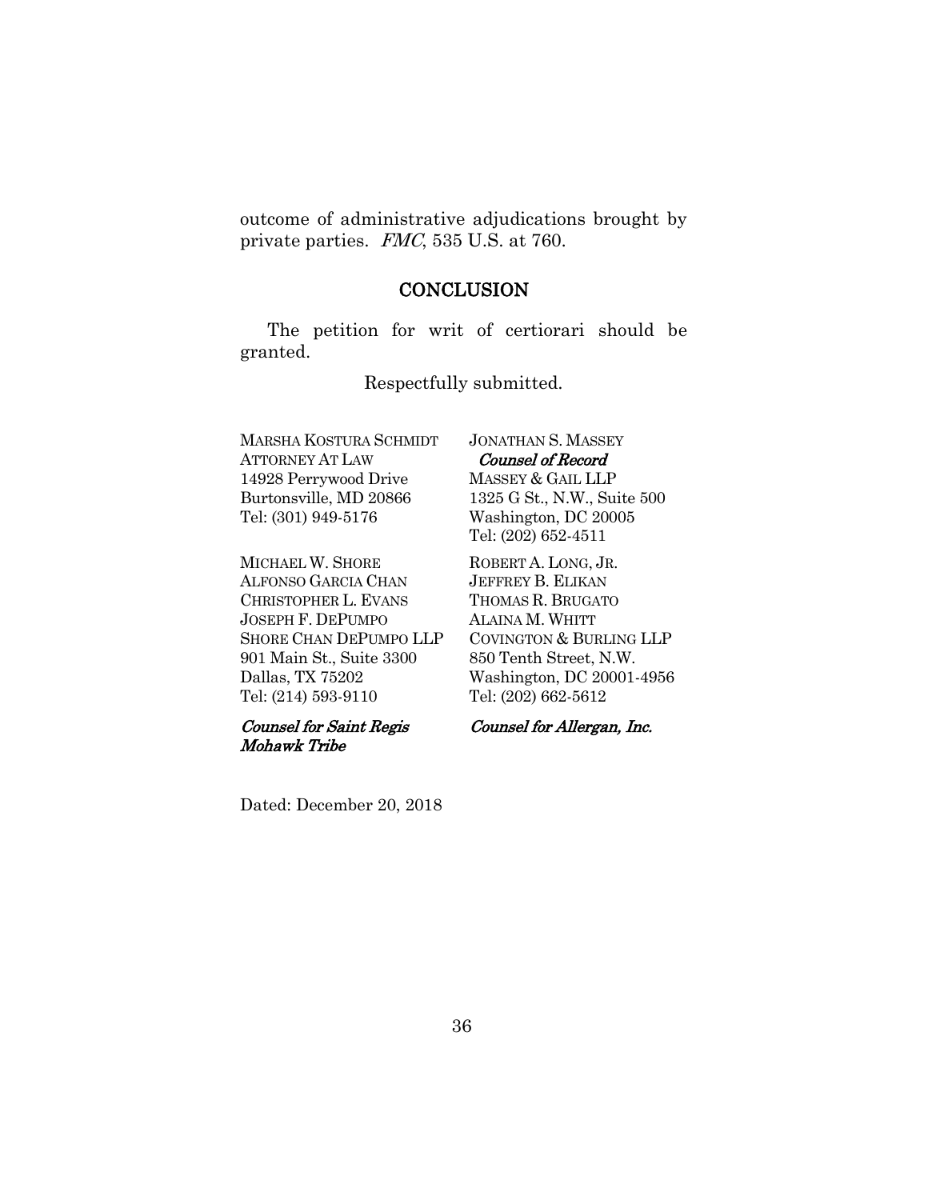outcome of administrative adjudications brought by private parties. *FMC*, 535 U.S. at 760.

## CONCLUSION

The petition for writ of certiorari should be granted.

Respectfully submitted.

MARSHA KOSTURA SCHMIDT
ATTORNEY AT LAW
14928 Perrywood Drive
Burtonsville, MD 20866
Tel: (301) 949-5176

MICHAEL W. SHORE
ALFONSO GARCIA CHAN
CHRISTOPHER L. EVANS
JOSEPH F. DEPUMPO
SHORE CHAN DEPUMPO LLP
901 Main St., Suite 3300
Dallas, TX 75202
Tel: (214) 593-9110

*Counsel for Saint Regis Mohawk Tribe*

JONATHAN S. MASSEY
*Counsel of Record*
MASSEY & GAIL LLP
1325 G St., N.W., Suite 500
Washington, DC 20005
Tel: (202) 652-4511

ROBERT A. LONG, JR.
JEFFREY B. ELIKAN
THOMAS R. BRUGATO
ALAINA M. WHITT
COVINGTON & BURLING LLP
850 Tenth Street, N.W.
Washington, DC 20001-4956
Tel: (202) 662-5612

*Counsel for Allergan, Inc.*

Dated: December 20, 2018